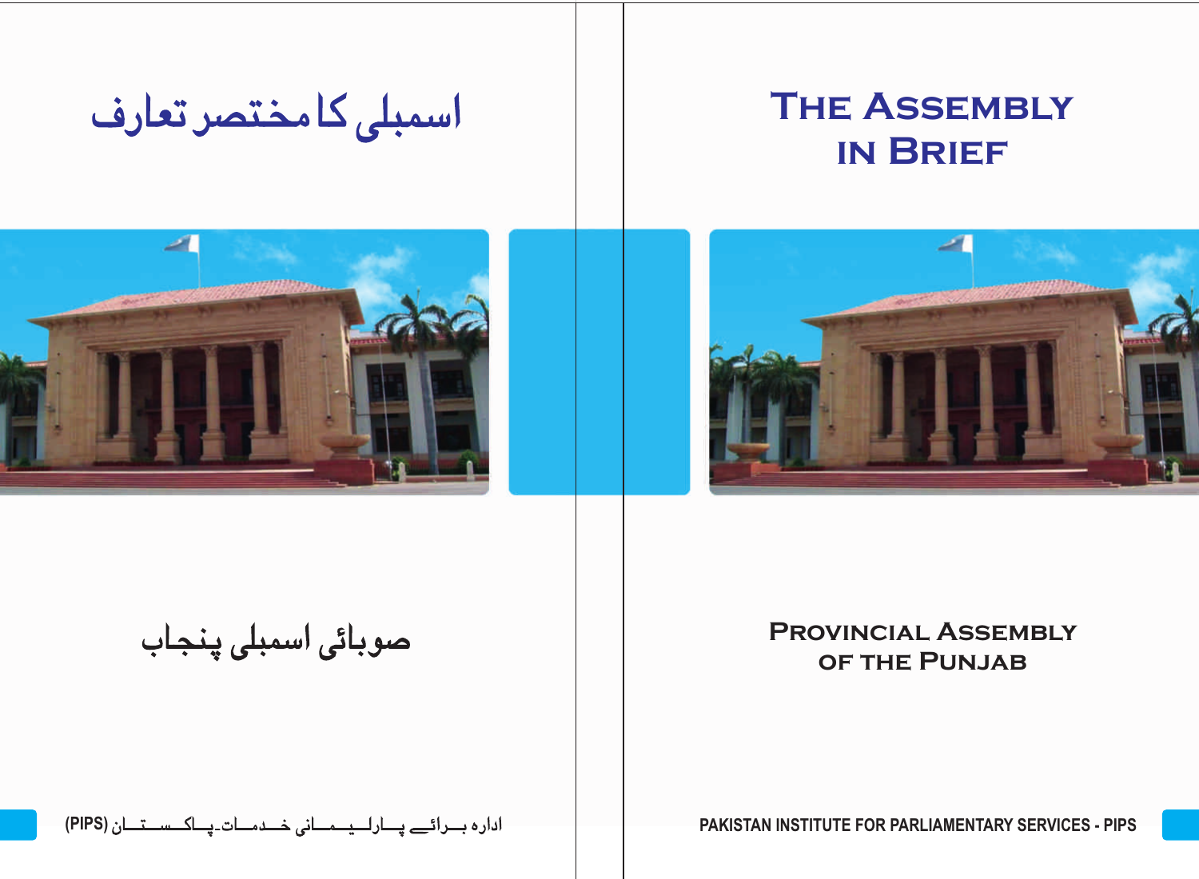# اسمبلی کا مختصر تعارف

## صوبائی اسمبلی پنجاب

ادارہ برائے پارلیمانی خدمات۔پاکستان (PIPS)

# THE ASSEMBLY IN BRIEF

## PROVINCIAL ASSEMBLY OF THE PUNJAB

PAKISTAN INSTITUTE FOR PARLIAMENTARY SERVICES - PIPS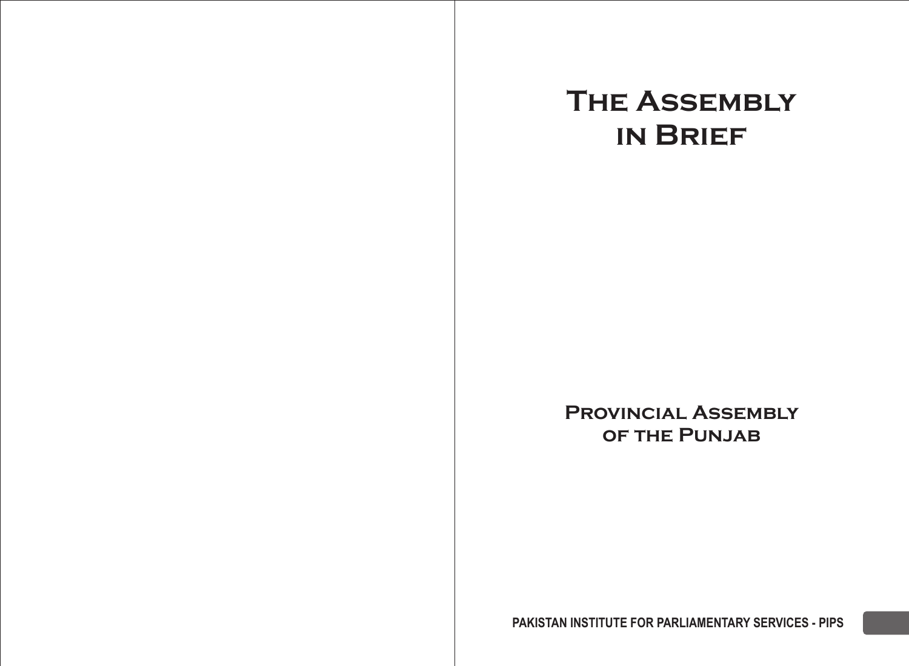# The Assembly in Brief

## Provincial Assembly of the Punjab

PAKISTAN INSTITUTE FOR PARLIAMENTARY SERVICES - PIPS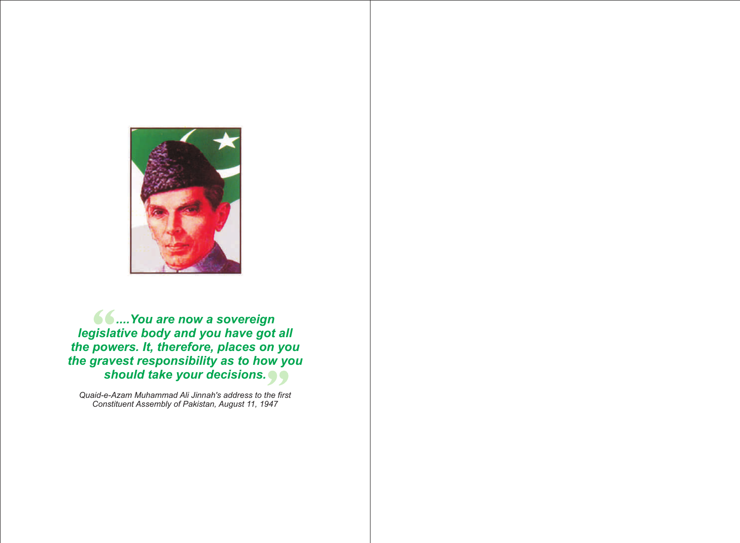*"....You are now a sovereign legislative body and you have got all the powers. It, therefore, places on you the gravest responsibility as to how you should take your decisions."*

*Quaid-e-Azam Muhammad Ali Jinnah's address to the first Constituent Assembly of Pakistan, August 11, 1947*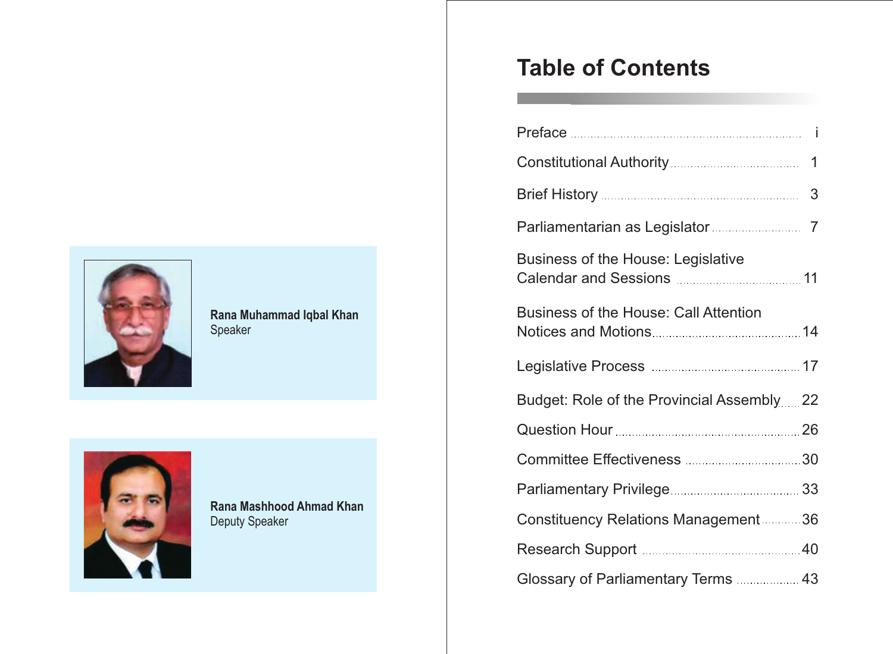**Rana Muhammad Iqbal Khan**
Speaker

**Rana Mashhood Ahmad Khan**
Deputy Speaker

# Table of Contents

| | |
|---|---|
| Preface | i |
| Constitutional Authority | 1 |
| Brief History | 3 |
| Parliamentarian as Legislator | 7 |
| Business of the House: Legislative Calendar and Sessions | 11 |
| Business of the House: Call Attention Notices and Motions | 14 |
| Legislative Process | 17 |
| Budget: Role of the Provincial Assembly | 22 |
| Question Hour | 26 |
| Committee Effectiveness | 30 |
| Parliamentary Privilege | 33 |
| Constituency Relations Management | 36 |
| Research Support | 40 |
| Glossary of Parliamentary Terms | 43 |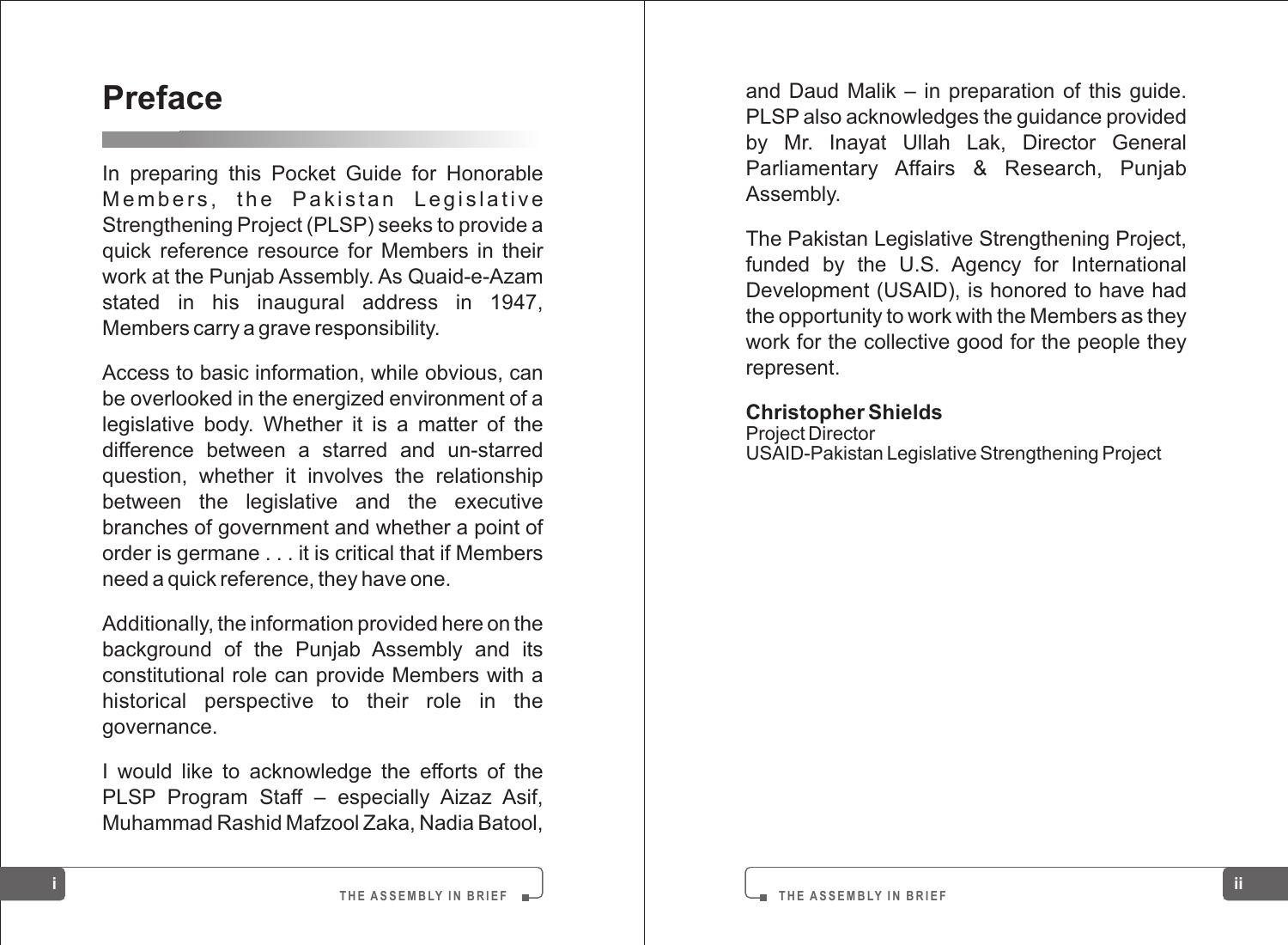# Preface

In preparing this Pocket Guide for Honorable Members, the Pakistan Legislative Strengthening Project (PLSP) seeks to provide a quick reference resource for Members in their work at the Punjab Assembly. As Quaid-e-Azam stated in his inaugural address in 1947, Members carry a grave responsibility.

Access to basic information, while obvious, can be overlooked in the energized environment of a legislative body. Whether it is a matter of the difference between a starred and un-starred question, whether it involves the relationship between the legislative and the executive branches of government and whether a point of order is germane . . . it is critical that if Members need a quick reference, they have one.

Additionally, the information provided here on the background of the Punjab Assembly and its constitutional role can provide Members with a historical perspective to their role in the governance.

I would like to acknowledge the efforts of the PLSP Program Staff – especially Aizaz Asif, Muhammad Rashid Mafzool Zaka, Nadia Batool, and Daud Malik – in preparation of this guide. PLSP also acknowledges the guidance provided by Mr. Inayat Ullah Lak, Director General Parliamentary Affairs & Research, Punjab Assembly.

The Pakistan Legislative Strengthening Project, funded by the U.S. Agency for International Development (USAID), is honored to have had the opportunity to work with the Members as they work for the collective good for the people they represent.

**Christopher Shields**
Project Director
USAID-Pakistan Legislative Strengthening Project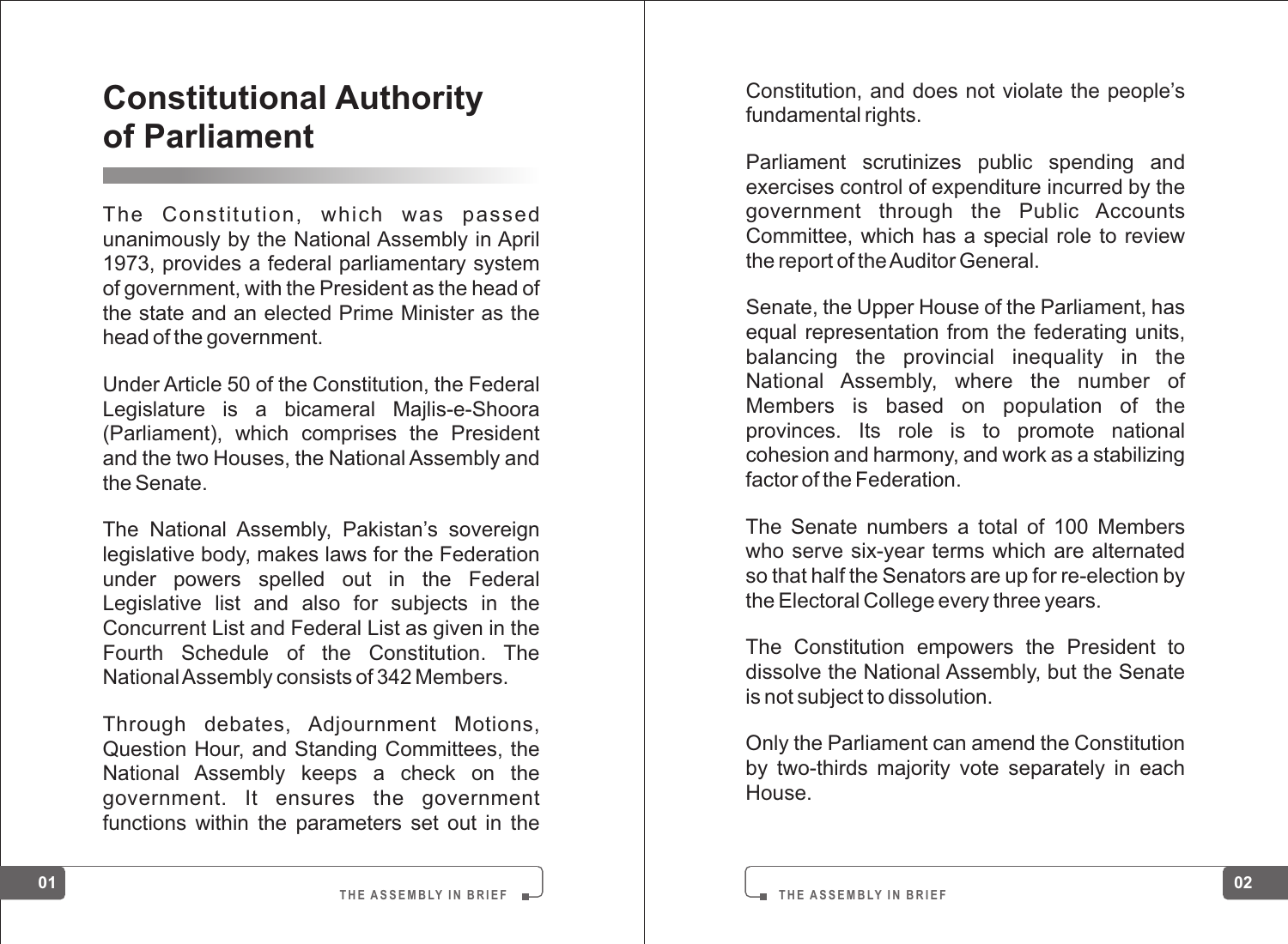# Constitutional Authority of Parliament

The Constitution, which was passed unanimously by the National Assembly in April 1973, provides a federal parliamentary system of government, with the President as the head of the state and an elected Prime Minister as the head of the government.

Under Article 50 of the Constitution, the Federal Legislature is a bicameral Majlis-e-Shoora (Parliament), which comprises the President and the two Houses, the National Assembly and the Senate.

The National Assembly, Pakistan's sovereign legislative body, makes laws for the Federation under powers spelled out in the Federal Legislative list and also for subjects in the Concurrent List and Federal List as given in the Fourth Schedule of the Constitution. The National Assembly consists of 342 Members.

Through debates, Adjournment Motions, Question Hour, and Standing Committees, the National Assembly keeps a check on the government. It ensures the government functions within the parameters set out in the Constitution, and does not violate the people's fundamental rights.

Parliament scrutinizes public spending and exercises control of expenditure incurred by the government through the Public Accounts Committee, which has a special role to review the report of the Auditor General.

Senate, the Upper House of the Parliament, has equal representation from the federating units, balancing the provincial inequality in the National Assembly, where the number of Members is based on population of the provinces. Its role is to promote national cohesion and harmony, and work as a stabilizing factor of the Federation.

The Senate numbers a total of 100 Members who serve six-year terms which are alternated so that half the Senators are up for re-election by the Electoral College every three years.

The Constitution empowers the President to dissolve the National Assembly, but the Senate is not subject to dissolution.

Only the Parliament can amend the Constitution by two-thirds majority vote separately in each House.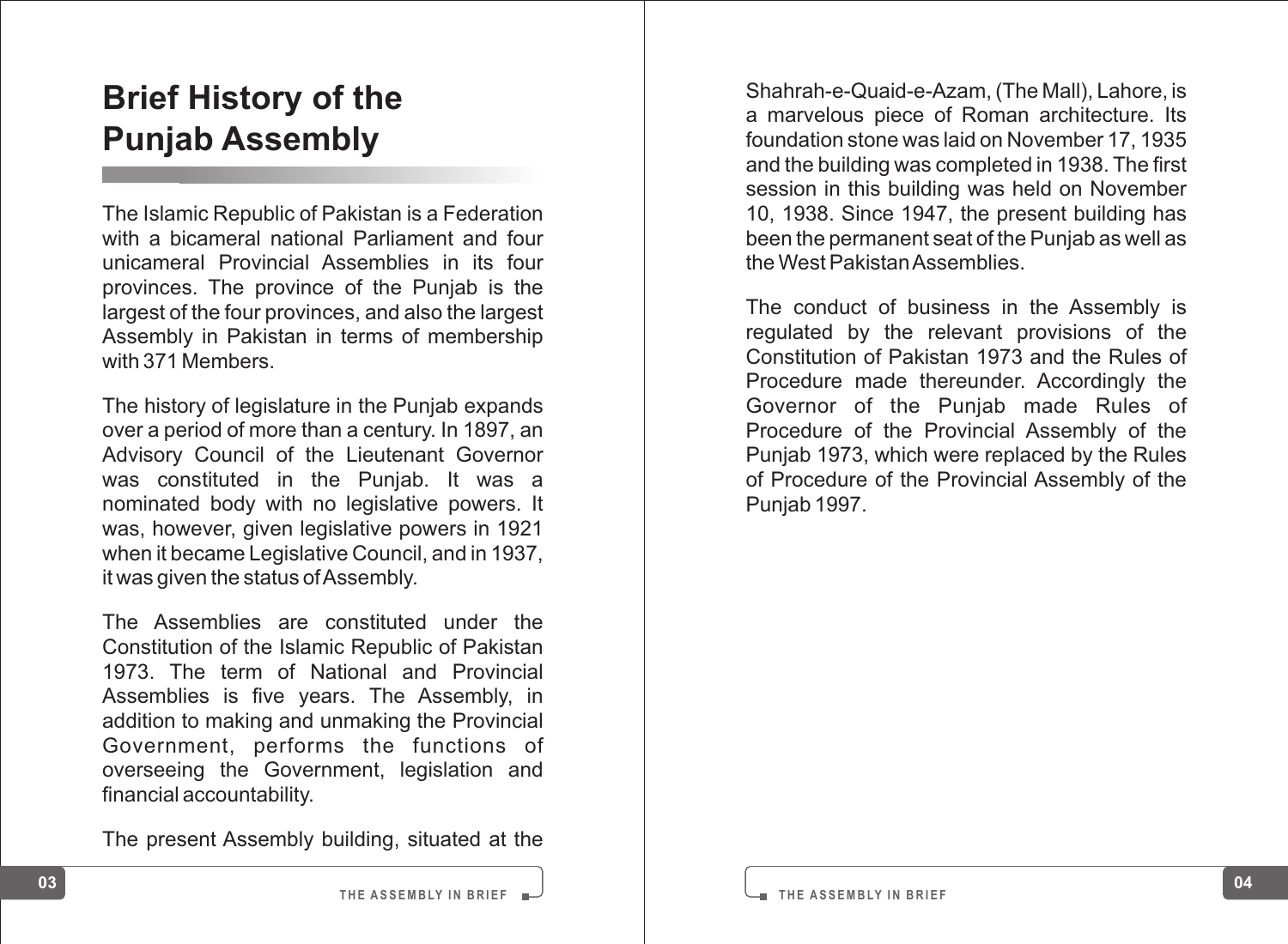# Brief History of the Punjab Assembly

The Islamic Republic of Pakistan is a Federation with a bicameral national Parliament and four unicameral Provincial Assemblies in its four provinces. The province of the Punjab is the largest of the four provinces, and also the largest Assembly in Pakistan in terms of membership with 371 Members.

The history of legislature in the Punjab expands over a period of more than a century. In 1897, an Advisory Council of the Lieutenant Governor was constituted in the Punjab. It was a nominated body with no legislative powers. It was, however, given legislative powers in 1921 when it became Legislative Council, and in 1937, it was given the status of Assembly.

The Assemblies are constituted under the Constitution of the Islamic Republic of Pakistan 1973. The term of National and Provincial Assemblies is five years. The Assembly, in addition to making and unmaking the Provincial Government, performs the functions of overseeing the Government, legislation and financial accountability.

The present Assembly building, situated at the Shahrah-e-Quaid-e-Azam, (The Mall), Lahore, is a marvelous piece of Roman architecture. Its foundation stone was laid on November 17, 1935 and the building was completed in 1938. The first session in this building was held on November 10, 1938. Since 1947, the present building has been the permanent seat of the Punjab as well as the West Pakistan Assemblies.

The conduct of business in the Assembly is regulated by the relevant provisions of the Constitution of Pakistan 1973 and the Rules of Procedure made thereunder. Accordingly the Governor of the Punjab made Rules of Procedure of the Provincial Assembly of the Punjab 1973, which were replaced by the Rules of Procedure of the Provincial Assembly of the Punjab 1997.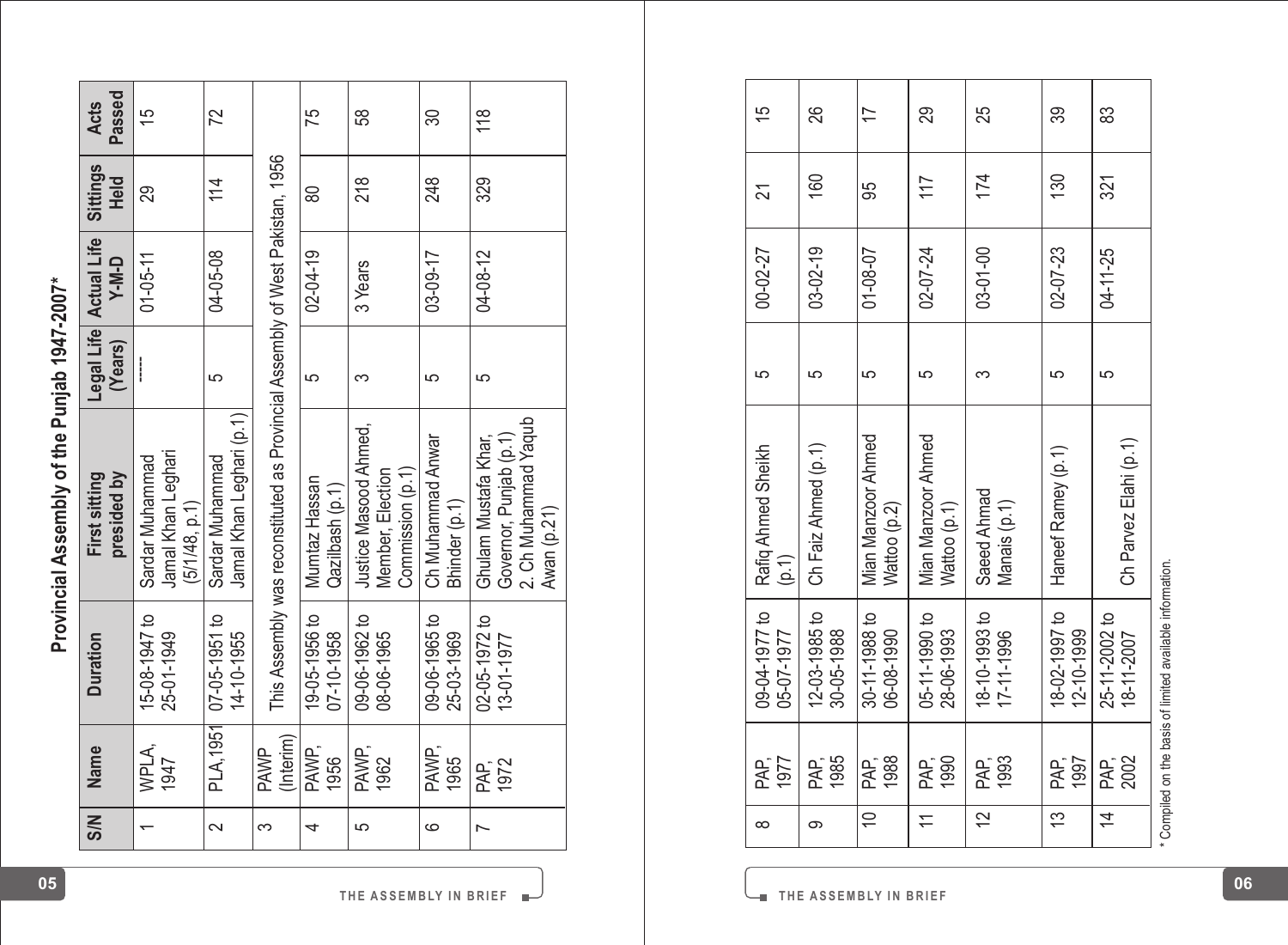# Provincial Assembly of the Punjab 1947-2007*

| S/N | Name | Duration | First sitting presided by | Legal Life (Years) | Actual Life Y-M-D | Sittings Held | Acts Passed |
|---|---|---|---|---|---|---|---|
| 1 | WPLA, 1947 | 15-08-1947 to 25-01-1949 | Sardar Muhammad Jamal Khan Leghari (5/1/48, p.1) | ----- | 01-05-11 | 29 | 15 |
| 2 | PLA,1951 | 07-05-1951 to 14-10-1955 | Sardar Muhammad Jamal Khan Leghari (p.1) | 5 | 04-05-08 | 114 | 72 |
| 3 | PAWP (Interim) | This Assembly was reconstituted as Provincial Assembly of West Pakistan, 1956 | | | | | |
| 4 | PAWP, 1956 | 19-05-1956 to 07-10-1958 | Mumtaz Hassan Qazilbash (p.1) | 5 | 02-04-19 | 80 | 75 |
| 5 | PAWP, 1962 | 09-06-1962 to 08-06-1965 | Justice Masood Ahmed, Member, Election Commission (p.1) | 3 | 3 Years | 218 | 58 |
| 6 | PAWP, 1965 | 09-06-1965 to 25-03-1969 | Ch Muhammad Anwar Bhinder (p.1) | 5 | 03-09-17 | 248 | 30 |
| 7 | PAP, 1972 | 02-05-1972 to 13-01-1977 | Ghulam Mustafa Khar, Governor, Punjab (p.1) 2. Ch Muhammad Yaqub Awan (p.21) | 5 | 04-08-12 | 329 | 118 |
| 8 | PAP, 1977 | 09-04-1977 to 05-07-1977 | Rafiq Ahmed Sheikh (p.1) | 5 | 00-02-27 | 21 | 15 |
| 9 | PAP, 1985 | 12-03-1985 to 30-05-1988 | Ch Faiz Ahmed (p.1) | 5 | 03-02-19 | 160 | 26 |
| 10 | PAP, 1988 | 30-11-1988 to 06-08-1990 | Mian Manzoor Ahmed Wattoo (p.2) | 5 | 01-08-07 | 95 | 17 |
| 11 | PAP, 1990 | 05-11-1990 to 28-06-1993 | Mian Manzoor Ahmed Wattoo (p.1) | 5 | 02-07-24 | 117 | 29 |
| 12 | PAP, 1993 | 18-10-1993 to 17-11-1996 | Saeed Ahmad Manais (p.1) | 3 | 03-01-00 | 174 | 25 |
| 13 | PAP, 1997 | 18-02-1997 to 12-10-1999 | Haneef Ramey (p.1) | 5 | 02-07-23 | 130 | 39 |
| 14 | PAP, 2002 | 25-11-2002 to 18-11-2007 | Ch Parvez Elahi (p.1) | 5 | 04-11-25 | 321 | 83 |

* Compiled on the basis of limited available information.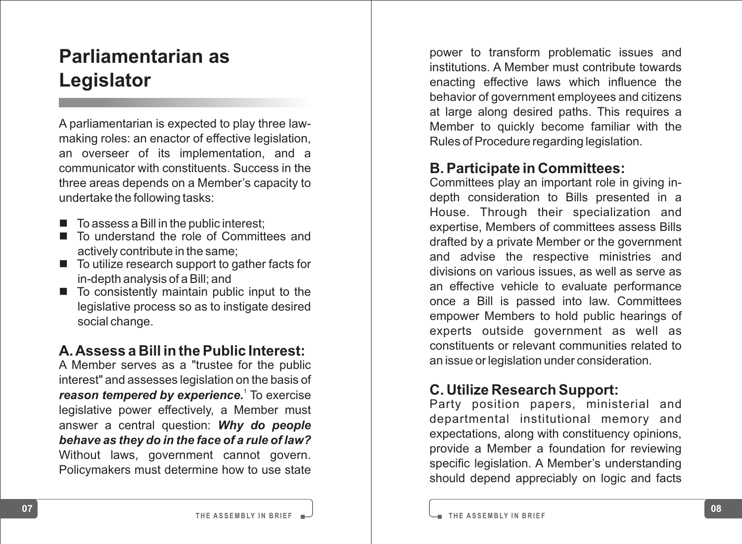# Parliamentarian as Legislator

A parliamentarian is expected to play three law-making roles: an enactor of effective legislation, an overseer of its implementation, and a communicator with constituents. Success in the three areas depends on a Member's capacity to undertake the following tasks:

- To assess a Bill in the public interest;
- To understand the role of Committees and actively contribute in the same;
- To utilize research support to gather facts for in-depth analysis of a Bill; and
- To consistently maintain public input to the legislative process so as to instigate desired social change.

## A. Assess a Bill in the Public Interest:

A Member serves as a "trustee for the public interest" and assesses legislation on the basis of ***reason tempered by experience.***[1] To exercise legislative power effectively, a Member must answer a central question: ***Why do people behave as they do in the face of a rule of law?*** Without laws, government cannot govern. Policymakers must determine how to use state power to transform problematic issues and institutions. A Member must contribute towards enacting effective laws which influence the behavior of government employees and citizens at large along desired paths. This requires a Member to quickly become familiar with the Rules of Procedure regarding legislation.

## B. Participate in Committees:

Committees play an important role in giving in-depth consideration to Bills presented in a House. Through their specialization and expertise, Members of committees assess Bills drafted by a private Member or the government and advise the respective ministries and divisions on various issues, as well as serve as an effective vehicle to evaluate performance once a Bill is passed into law. Committees empower Members to hold public hearings of experts outside government as well as constituents or relevant communities related to an issue or legislation under consideration.

## C. Utilize Research Support:

Party position papers, ministerial and departmental institutional memory and expectations, along with constituency opinions, provide a Member a foundation for reviewing specific legislation. A Member's understanding should depend appreciably on logic and facts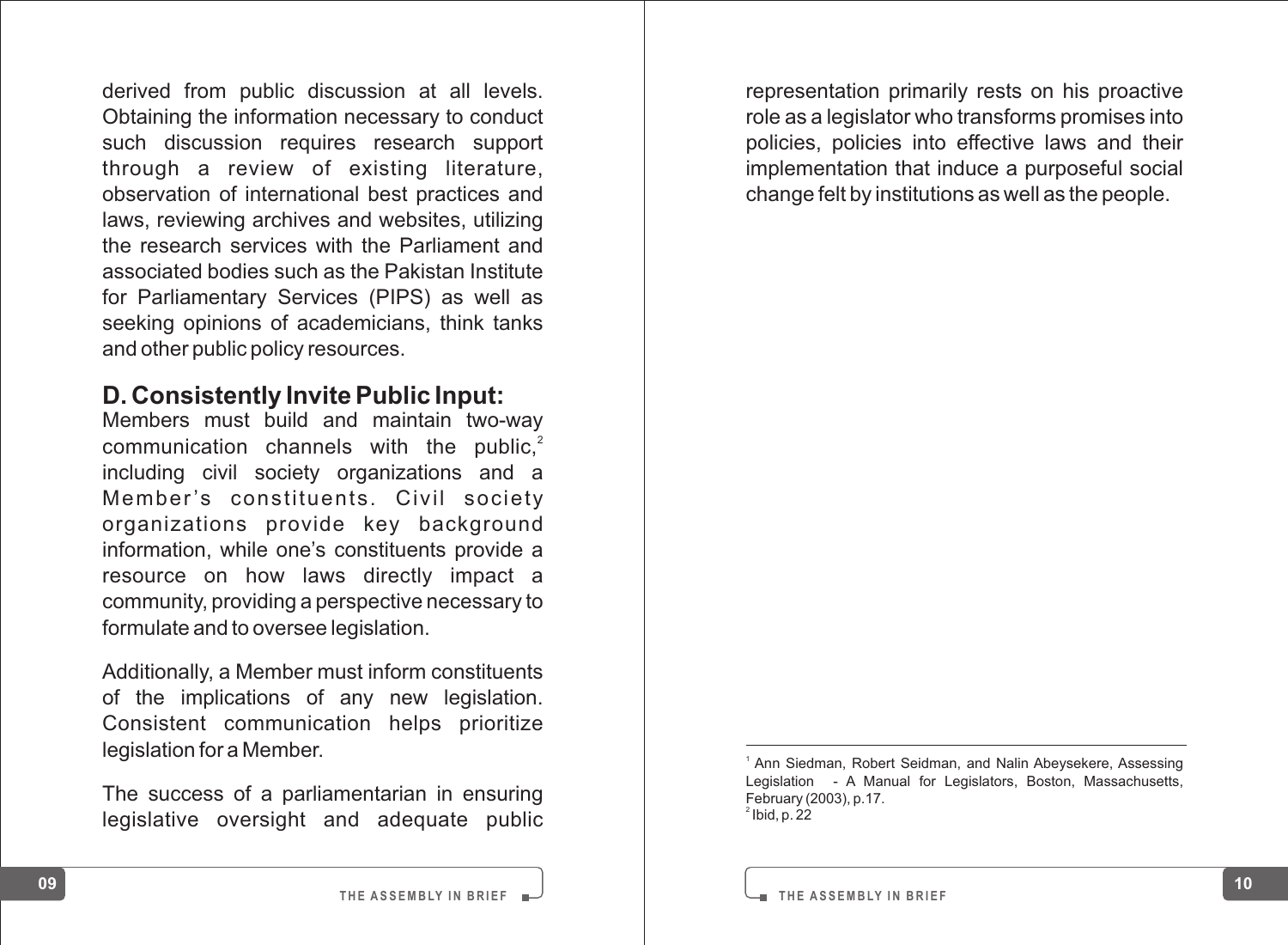derived from public discussion at all levels. Obtaining the information necessary to conduct such discussion requires research support through a review of existing literature, observation of international best practices and laws, reviewing archives and websites, utilizing the research services with the Parliament and associated bodies such as the Pakistan Institute for Parliamentary Services (PIPS) as well as seeking opinions of academicians, think tanks and other public policy resources.

## D. Consistently Invite Public Input:

Members must build and maintain two-way communication channels with the public,[2] including civil society organizations and a Member's constituents. Civil society organizations provide key background information, while one's constituents provide a resource on how laws directly impact a community, providing a perspective necessary to formulate and to oversee legislation.

Additionally, a Member must inform constituents of the implications of any new legislation. Consistent communication helps prioritize legislation for a Member.

The success of a parliamentarian in ensuring legislative oversight and adequate public representation primarily rests on his proactive role as a legislator who transforms promises into policies, policies into effective laws and their implementation that induce a purposeful social change felt by institutions as well as the people.

---

[1] Ann Siedman, Robert Seidman, and Nalin Abeysekere, Assessing Legislation - A Manual for Legislators, Boston, Massachusetts, February (2003), p.17.

[2] Ibid, p. 22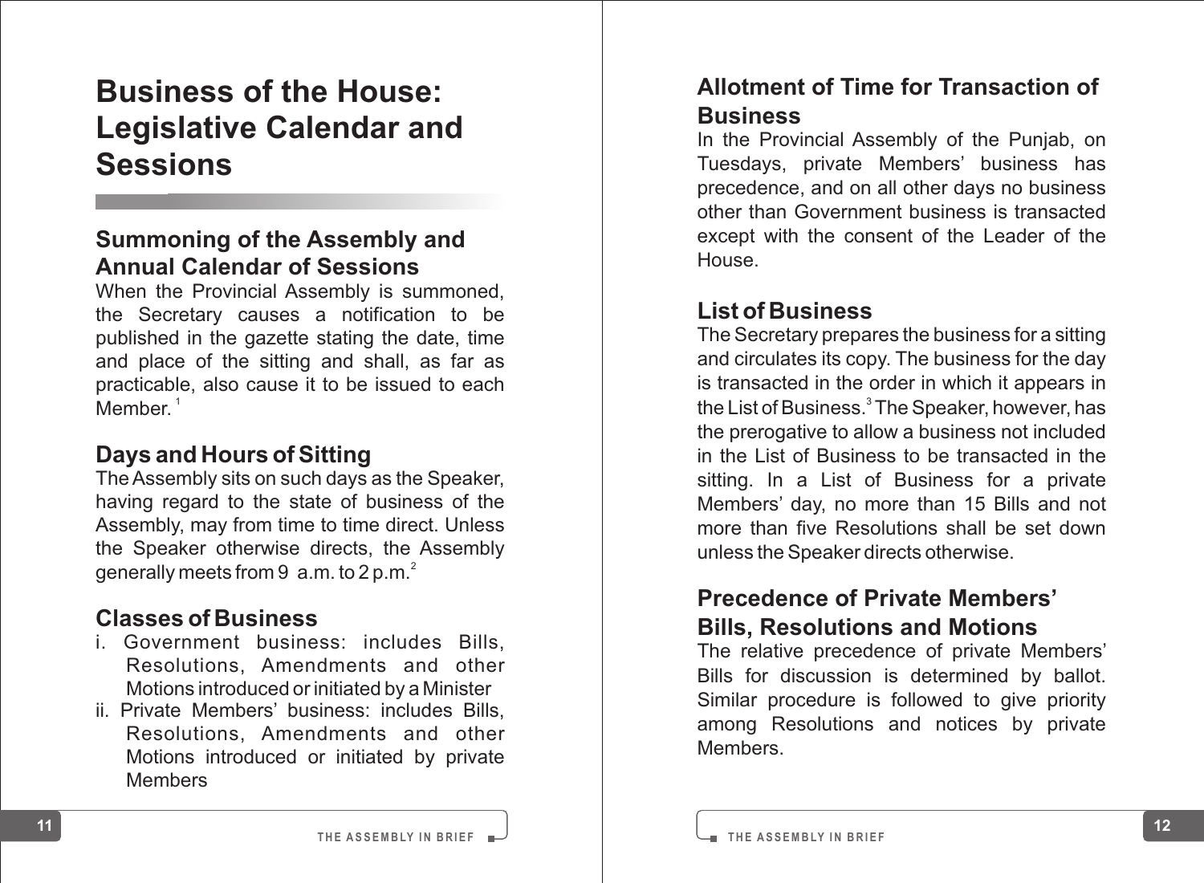# Business of the House: Legislative Calendar and Sessions

## Summoning of the Assembly and Annual Calendar of Sessions

When the Provincial Assembly is summoned, the Secretary causes a notification to be published in the gazette stating the date, time and place of the sitting and shall, as far as practicable, also cause it to be issued to each Member.[1]

## Days and Hours of Sitting

The Assembly sits on such days as the Speaker, having regard to the state of business of the Assembly, may from time to time direct. Unless the Speaker otherwise directs, the Assembly generally meets from 9 a.m. to 2 p.m.[2]

## Classes of Business

i. Government business: includes Bills, Resolutions, Amendments and other Motions introduced or initiated by a Minister

ii. Private Members' business: includes Bills, Resolutions, Amendments and other Motions introduced or initiated by private Members

## Allotment of Time for Transaction of Business

In the Provincial Assembly of the Punjab, on Tuesdays, private Members' business has precedence, and on all other days no business other than Government business is transacted except with the consent of the Leader of the House.

## List of Business

The Secretary prepares the business for a sitting and circulates its copy. The business for the day is transacted in the order in which it appears in the List of Business.[3] The Speaker, however, has the prerogative to allow a business not included in the List of Business to be transacted in the sitting. In a List of Business for a private Members' day, no more than 15 Bills and not more than five Resolutions shall be set down unless the Speaker directs otherwise.

## Precedence of Private Members' Bills, Resolutions and Motions

The relative precedence of private Members' Bills for discussion is determined by ballot. Similar procedure is followed to give priority among Resolutions and notices by private Members.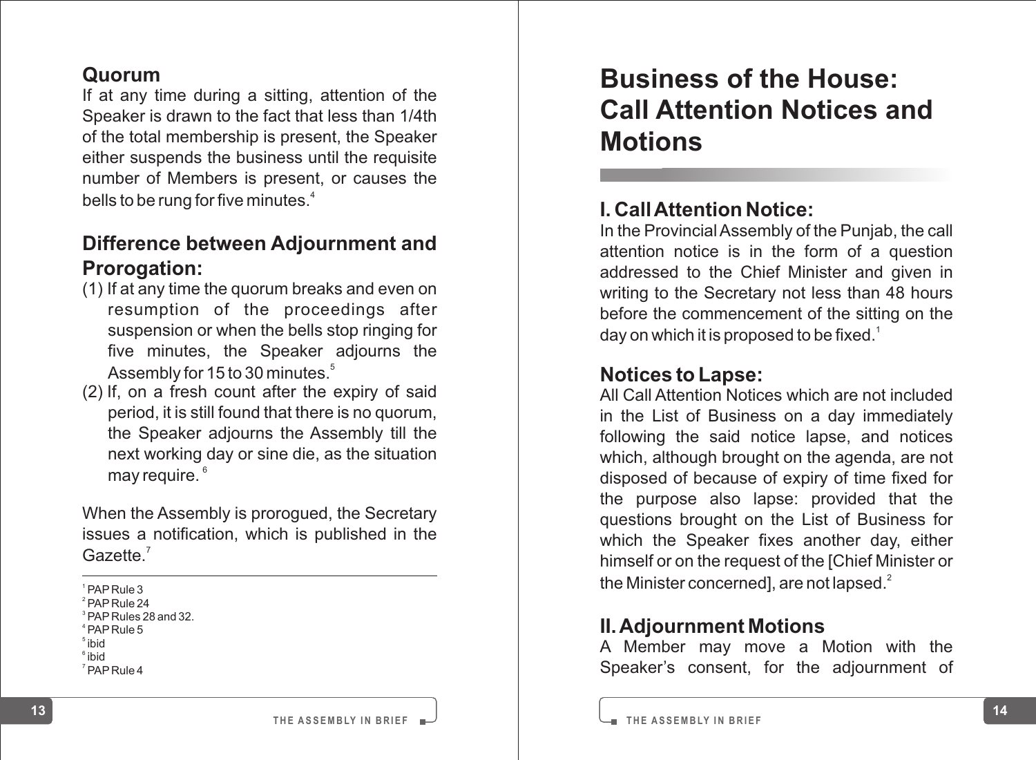## Quorum

If at any time during a sitting, attention of the Speaker is drawn to the fact that less than 1/4th of the total membership is present, the Speaker either suspends the business until the requisite number of Members is present, or causes the bells to be rung for five minutes.[4]

## Difference between Adjournment and Prorogation:

(1) If at any time the quorum breaks and even on resumption of the proceedings after suspension or when the bells stop ringing for five minutes, the Speaker adjourns the Assembly for 15 to 30 minutes.[5]

(2) If, on a fresh count after the expiry of said period, it is still found that there is no quorum, the Speaker adjourns the Assembly till the next working day or sine die, as the situation may require.[6]

When the Assembly is prorogued, the Secretary issues a notification, which is published in the Gazette.[7]

---

[1] PAP Rule 3
[2] PAP Rule 24
[3] PAP Rules 28 and 32.
[4] PAP Rule 5
[5] ibid
[6] ibid
[7] PAP Rule 4

# Business of the House: Call Attention Notices and Motions

## I. Call Attention Notice:

In the Provincial Assembly of the Punjab, the call attention notice is in the form of a question addressed to the Chief Minister and given in writing to the Secretary not less than 48 hours before the commencement of the sitting on the day on which it is proposed to be fixed.[1]

## Notices to Lapse:

All Call Attention Notices which are not included in the List of Business on a day immediately following the said notice lapse, and notices which, although brought on the agenda, are not disposed of because of expiry of time fixed for the purpose also lapse: provided that the questions brought on the List of Business for which the Speaker fixes another day, either himself or on the request of the [Chief Minister or the Minister concerned], are not lapsed.[2]

## II. Adjournment Motions

A Member may move a Motion with the Speaker's consent, for the adjournment of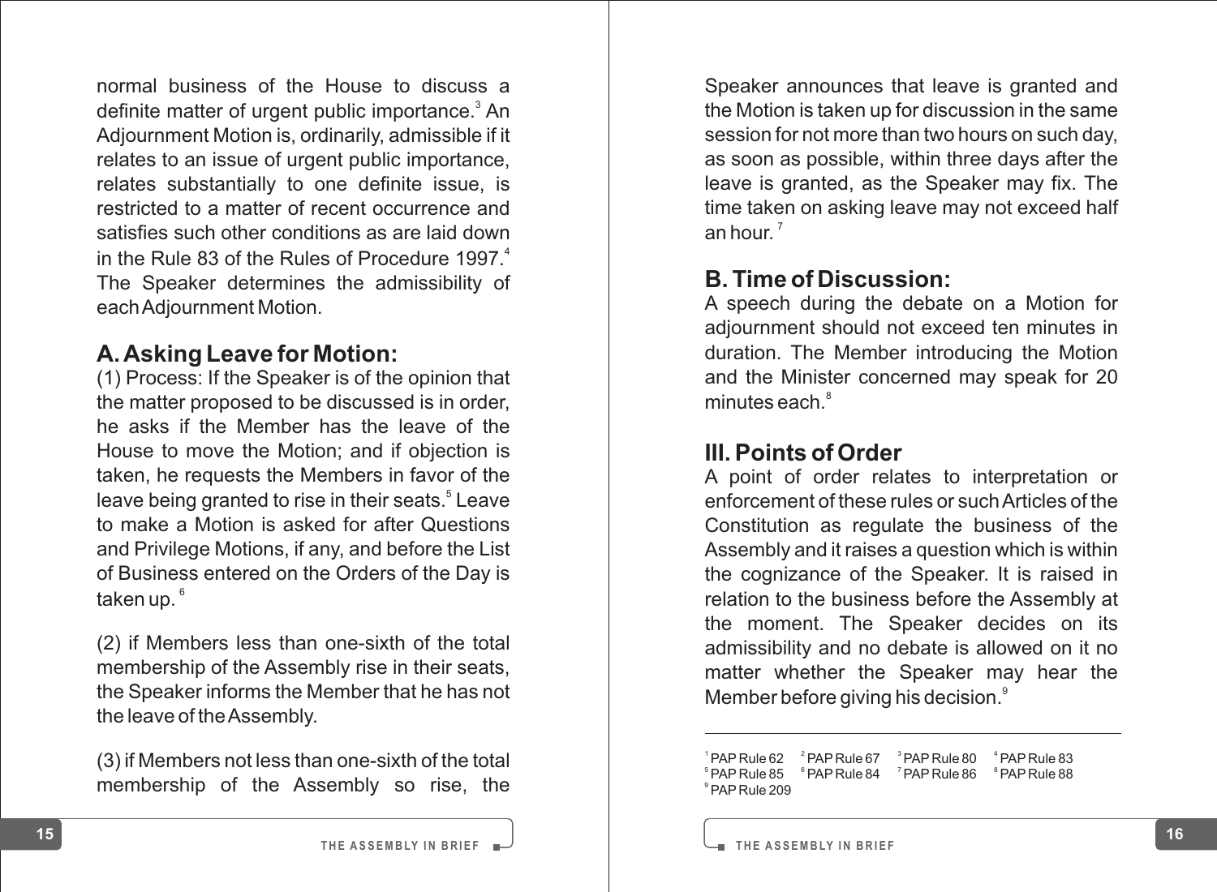normal business of the House to discuss a definite matter of urgent public importance.[3] An Adjournment Motion is, ordinarily, admissible if it relates to an issue of urgent public importance, relates substantially to one definite issue, is restricted to a matter of recent occurrence and satisfies such other conditions as are laid down in the Rule 83 of the Rules of Procedure 1997.[4] The Speaker determines the admissibility of each Adjournment Motion.

## A. Asking Leave for Motion:

(1) Process: If the Speaker is of the opinion that the matter proposed to be discussed is in order, he asks if the Member has the leave of the House to move the Motion; and if objection is taken, he requests the Members in favor of the leave being granted to rise in their seats.[5] Leave to make a Motion is asked for after Questions and Privilege Motions, if any, and before the List of Business entered on the Orders of the Day is taken up.[6]

(2) if Members less than one-sixth of the total membership of the Assembly rise in their seats, the Speaker informs the Member that he has not the leave of the Assembly.

(3) if Members not less than one-sixth of the total membership of the Assembly so rise, the Speaker announces that leave is granted and the Motion is taken up for discussion in the same session for not more than two hours on such day, as soon as possible, within three days after the leave is granted, as the Speaker may fix. The time taken on asking leave may not exceed half an hour.[7]

## B. Time of Discussion:

A speech during the debate on a Motion for adjournment should not exceed ten minutes in duration. The Member introducing the Motion and the Minister concerned may speak for 20 minutes each.[8]

## III. Points of Order

A point of order relates to interpretation or enforcement of these rules or such Articles of the Constitution as regulate the business of the Assembly and it raises a question which is within the cognizance of the Speaker. It is raised in relation to the business before the Assembly at the moment. The Speaker decides on its admissibility and no debate is allowed on it no matter whether the Speaker may hear the Member before giving his decision.[9]

---

[1] PAP Rule 62 [2] PAP Rule 67 [3] PAP Rule 80 [4] PAP Rule 83
[5] PAP Rule 85 [6] PAP Rule 84 [7] PAP Rule 86 [8] PAP Rule 88
[9] PAP Rule 209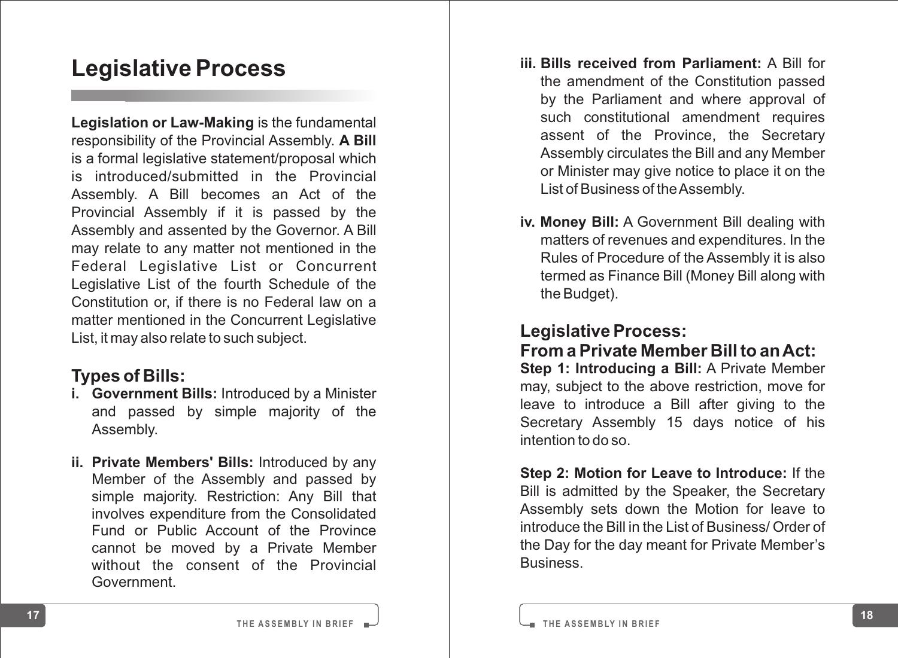# Legislative Process

**Legislation or Law-Making** is the fundamental responsibility of the Provincial Assembly. **A Bill** is a formal legislative statement/proposal which is introduced/submitted in the Provincial Assembly. A Bill becomes an Act of the Provincial Assembly if it is passed by the Assembly and assented by the Governor. A Bill may relate to any matter not mentioned in the Federal Legislative List or Concurrent Legislative List of the fourth Schedule of the Constitution or, if there is no Federal law on a matter mentioned in the Concurrent Legislative List, it may also relate to such subject.

## Types of Bills:

i. **Government Bills:** Introduced by a Minister and passed by simple majority of the Assembly.

ii. **Private Members' Bills:** Introduced by any Member of the Assembly and passed by simple majority. Restriction: Any Bill that involves expenditure from the Consolidated Fund or Public Account of the Province cannot be moved by a Private Member without the consent of the Provincial Government.

iii. **Bills received from Parliament:** A Bill for the amendment of the Constitution passed by the Parliament and where approval of such constitutional amendment requires assent of the Province, the Secretary Assembly circulates the Bill and any Member or Minister may give notice to place it on the List of Business of the Assembly.

iv. **Money Bill:** A Government Bill dealing with matters of revenues and expenditures. In the Rules of Procedure of the Assembly it is also termed as Finance Bill (Money Bill along with the Budget).

## Legislative Process: From a Private Member Bill to an Act:

**Step 1: Introducing a Bill:** A Private Member may, subject to the above restriction, move for leave to introduce a Bill after giving to the Secretary Assembly 15 days notice of his intention to do so.

**Step 2: Motion for Leave to Introduce:** If the Bill is admitted by the Speaker, the Secretary Assembly sets down the Motion for leave to introduce the Bill in the List of Business/ Order of the Day for the day meant for Private Member's Business.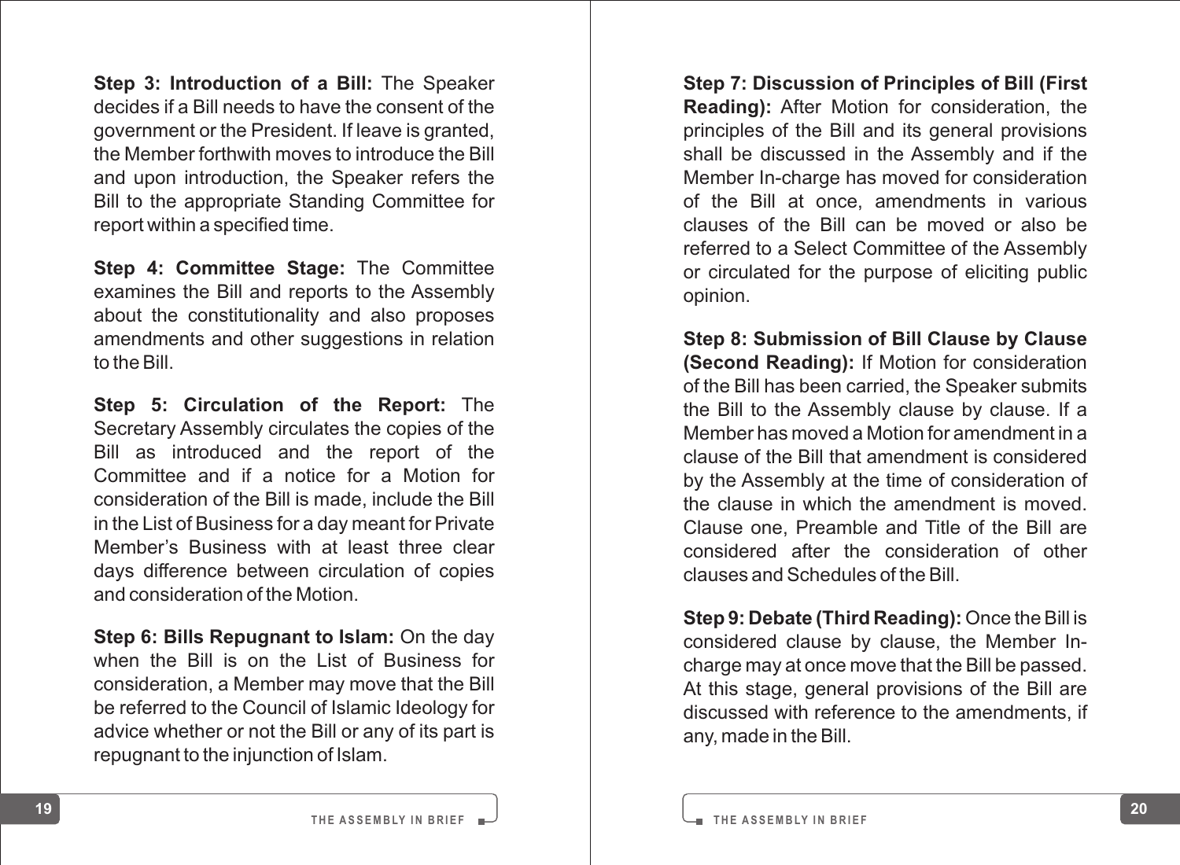**Step 3: Introduction of a Bill:** The Speaker decides if a Bill needs to have the consent of the government or the President. If leave is granted, the Member forthwith moves to introduce the Bill and upon introduction, the Speaker refers the Bill to the appropriate Standing Committee for report within a specified time.

**Step 4: Committee Stage:** The Committee examines the Bill and reports to the Assembly about the constitutionality and also proposes amendments and other suggestions in relation to the Bill.

**Step 5: Circulation of the Report:** The Secretary Assembly circulates the copies of the Bill as introduced and the report of the Committee and if a notice for a Motion for consideration of the Bill is made, include the Bill in the List of Business for a day meant for Private Member's Business with at least three clear days difference between circulation of copies and consideration of the Motion.

**Step 6: Bills Repugnant to Islam:** On the day when the Bill is on the List of Business for consideration, a Member may move that the Bill be referred to the Council of Islamic Ideology for advice whether or not the Bill or any of its part is repugnant to the injunction of Islam.

**Step 7: Discussion of Principles of Bill (First Reading):** After Motion for consideration, the principles of the Bill and its general provisions shall be discussed in the Assembly and if the Member In-charge has moved for consideration of the Bill at once, amendments in various clauses of the Bill can be moved or also be referred to a Select Committee of the Assembly or circulated for the purpose of eliciting public opinion.

**Step 8: Submission of Bill Clause by Clause (Second Reading):** If Motion for consideration of the Bill has been carried, the Speaker submits the Bill to the Assembly clause by clause. If a Member has moved a Motion for amendment in a clause of the Bill that amendment is considered by the Assembly at the time of consideration of the clause in which the amendment is moved. Clause one, Preamble and Title of the Bill are considered after the consideration of other clauses and Schedules of the Bill.

**Step 9: Debate (Third Reading):** Once the Bill is considered clause by clause, the Member In-charge may at once move that the Bill be passed. At this stage, general provisions of the Bill are discussed with reference to the amendments, if any, made in the Bill.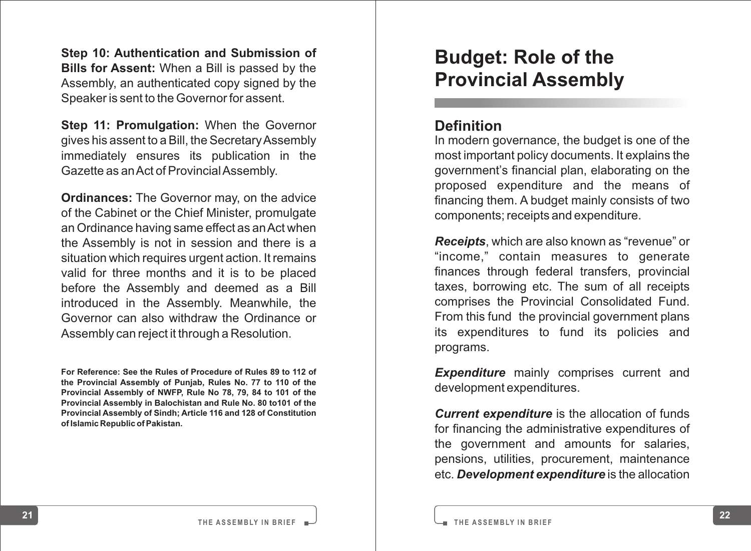**Step 10: Authentication and Submission of Bills for Assent:** When a Bill is passed by the Assembly, an authenticated copy signed by the Speaker is sent to the Governor for assent.

**Step 11: Promulgation:** When the Governor gives his assent to a Bill, the Secretary Assembly immediately ensures its publication in the Gazette as an Act of Provincial Assembly.

**Ordinances:** The Governor may, on the advice of the Cabinet or the Chief Minister, promulgate an Ordinance having same effect as an Act when the Assembly is not in session and there is a situation which requires urgent action. It remains valid for three months and it is to be placed before the Assembly and deemed as a Bill introduced in the Assembly. Meanwhile, the Governor can also withdraw the Ordinance or Assembly can reject it through a Resolution.

**For Reference: See the Rules of Procedure of Rules 89 to 112 of the Provincial Assembly of Punjab, Rules No. 77 to 110 of the Provincial Assembly of NWFP, Rule No 78, 79, 84 to 101 of the Provincial Assembly in Balochistan and Rule No. 80 to101 of the Provincial Assembly of Sindh; Article 116 and 128 of Constitution of Islamic Republic of Pakistan.**

# Budget: Role of the Provincial Assembly

## Definition

In modern governance, the budget is one of the most important policy documents. It explains the government's financial plan, elaborating on the proposed expenditure and the means of financing them. A budget mainly consists of two components; receipts and expenditure.

***Receipts***, which are also known as "revenue" or "income," contain measures to generate finances through federal transfers, provincial taxes, borrowing etc. The sum of all receipts comprises the Provincial Consolidated Fund. From this fund the provincial government plans its expenditures to fund its policies and programs.

***Expenditure*** mainly comprises current and development expenditures.

***Current expenditure*** is the allocation of funds for financing the administrative expenditures of the government and amounts for salaries, pensions, utilities, procurement, maintenance etc. ***Development expenditure*** is the allocation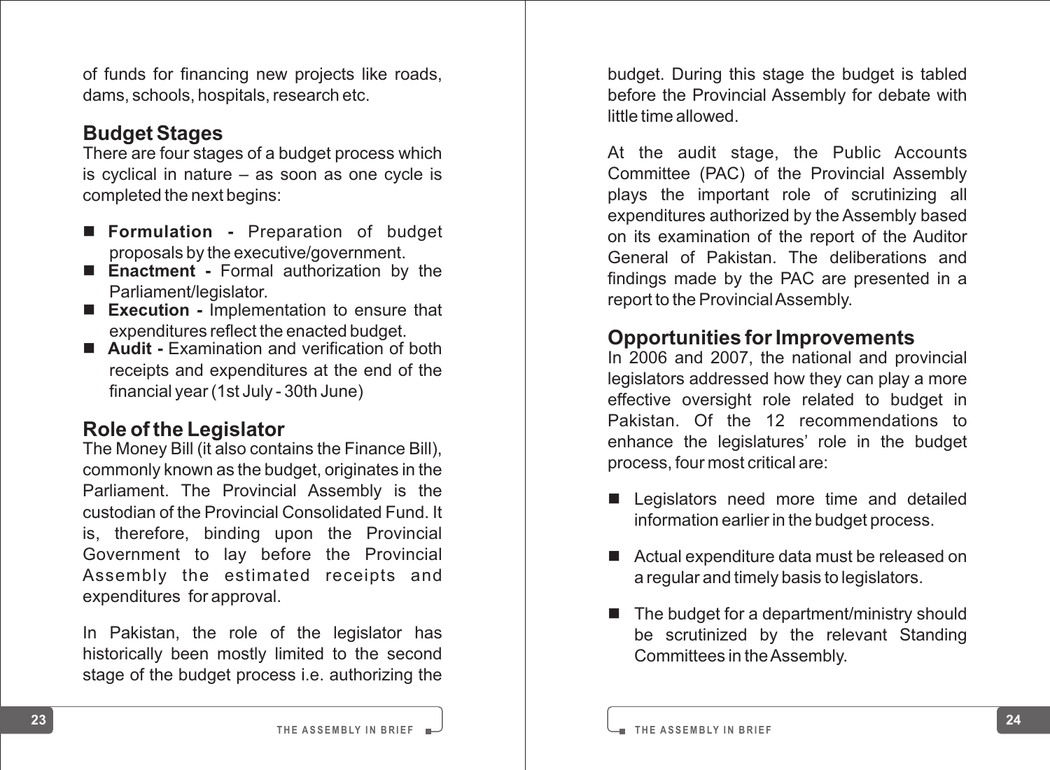of funds for financing new projects like roads, dams, schools, hospitals, research etc.

## Budget Stages

There are four stages of a budget process which is cyclical in nature – as soon as one cycle is completed the next begins:

- **Formulation -** Preparation of budget proposals by the executive/government.
- **Enactment -** Formal authorization by the Parliament/legislator.
- **Execution -** Implementation to ensure that expenditures reflect the enacted budget.
- **Audit -** Examination and verification of both receipts and expenditures at the end of the financial year (1st July - 30th June)

## Role of the Legislator

The Money Bill (it also contains the Finance Bill), commonly known as the budget, originates in the Parliament. The Provincial Assembly is the custodian of the Provincial Consolidated Fund. It is, therefore, binding upon the Provincial Government to lay before the Provincial Assembly the estimated receipts and expenditures for approval.

In Pakistan, the role of the legislator has historically been mostly limited to the second stage of the budget process i.e. authorizing the budget. During this stage the budget is tabled before the Provincial Assembly for debate with little time allowed.

At the audit stage, the Public Accounts Committee (PAC) of the Provincial Assembly plays the important role of scrutinizing all expenditures authorized by the Assembly based on its examination of the report of the Auditor General of Pakistan. The deliberations and findings made by the PAC are presented in a report to the Provincial Assembly.

## Opportunities for Improvements

In 2006 and 2007, the national and provincial legislators addressed how they can play a more effective oversight role related to budget in Pakistan. Of the 12 recommendations to enhance the legislatures' role in the budget process, four most critical are:

- Legislators need more time and detailed information earlier in the budget process.
- Actual expenditure data must be released on a regular and timely basis to legislators.
- The budget for a department/ministry should be scrutinized by the relevant Standing Committees in the Assembly.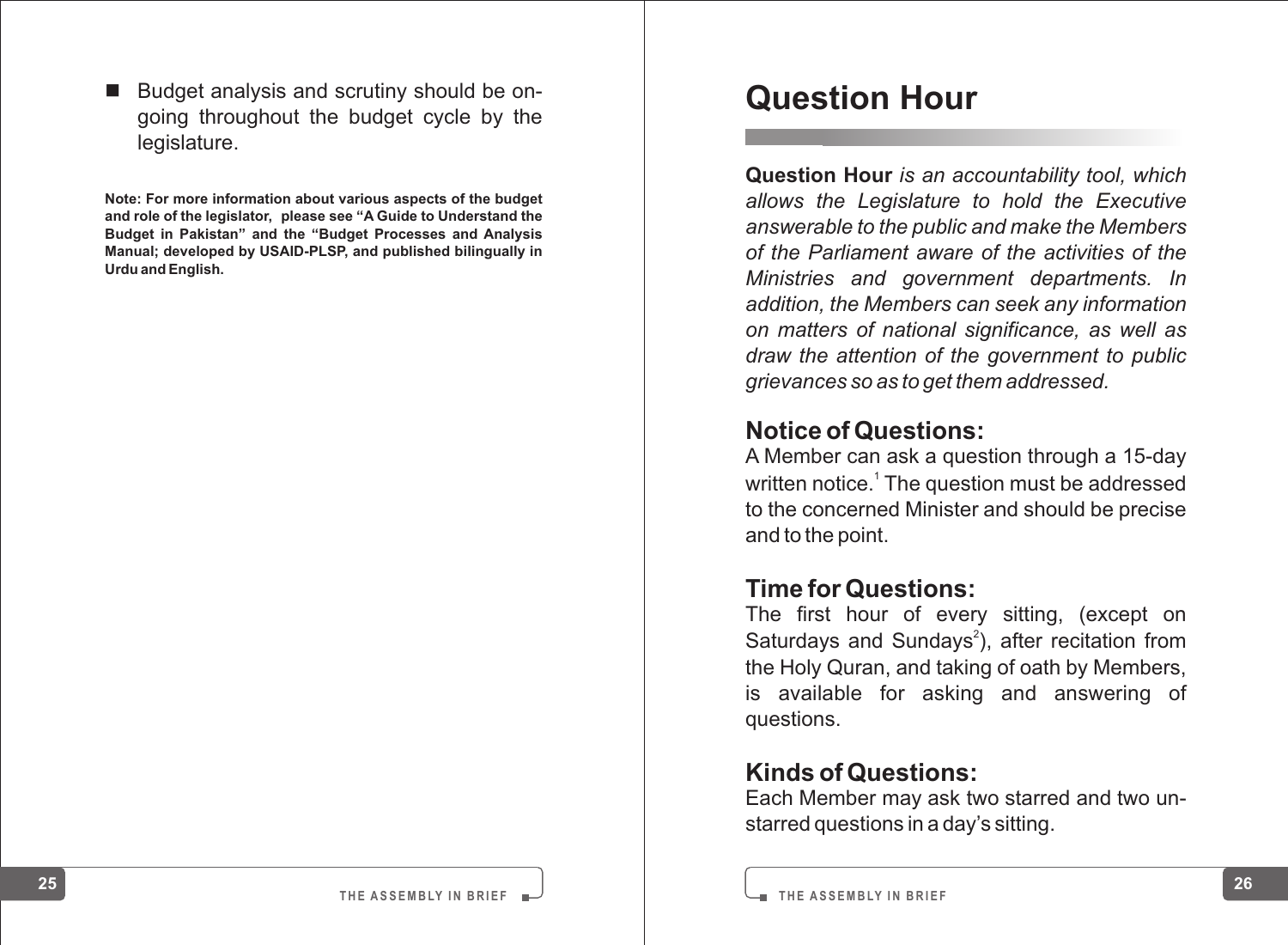- Budget analysis and scrutiny should be on-going throughout the budget cycle by the legislature.

**Note: For more information about various aspects of the budget and role of the legislator, please see "A Guide to Understand the Budget in Pakistan" and the "Budget Processes and Analysis Manual; developed by USAID-PLSP, and published bilingually in Urdu and English.**

# Question Hour

**Question Hour** *is an accountability tool, which allows the Legislature to hold the Executive answerable to the public and make the Members of the Parliament aware of the activities of the Ministries and government departments. In addition, the Members can seek any information on matters of national significance, as well as draw the attention of the government to public grievances so as to get them addressed.*

## Notice of Questions:

A Member can ask a question through a 15-day written notice.[1] The question must be addressed to the concerned Minister and should be precise and to the point.

## Time for Questions:

The first hour of every sitting, (except on Saturdays and Sundays[2]), after recitation from the Holy Quran, and taking of oath by Members, is available for asking and answering of questions.

## Kinds of Questions:

Each Member may ask two starred and two un-starred questions in a day's sitting.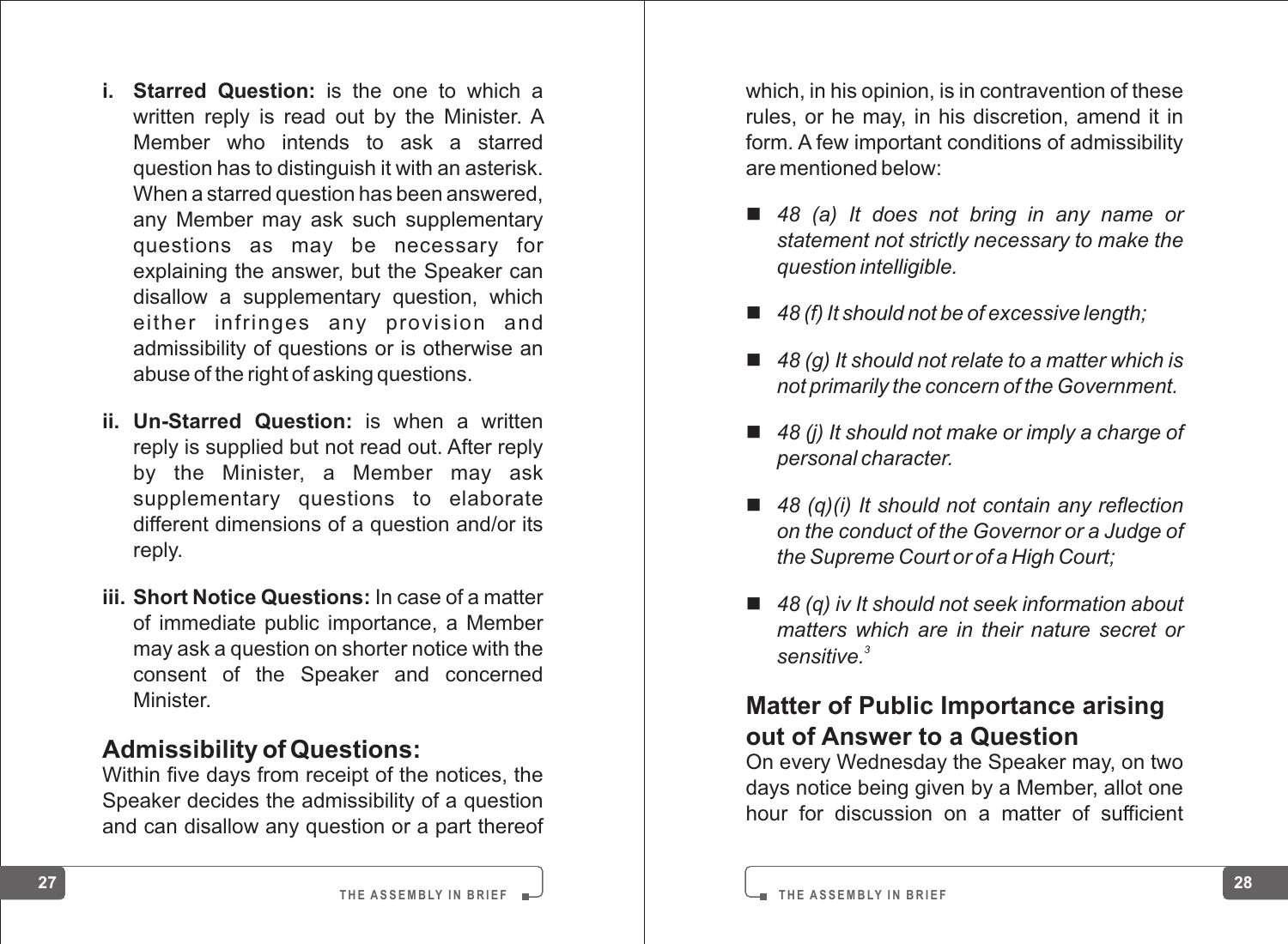i. **Starred Question:** is the one to which a written reply is read out by the Minister. A Member who intends to ask a starred question has to distinguish it with an asterisk. When a starred question has been answered, any Member may ask such supplementary questions as may be necessary for explaining the answer, but the Speaker can disallow a supplementary question, which either infringes any provision and admissibility of questions or is otherwise an abuse of the right of asking questions.

ii. **Un-Starred Question:** is when a written reply is supplied but not read out. After reply by the Minister, a Member may ask supplementary questions to elaborate different dimensions of a question and/or its reply.

iii. **Short Notice Questions:** In case of a matter of immediate public importance, a Member may ask a question on shorter notice with the consent of the Speaker and concerned Minister.

## Admissibility of Questions:

Within five days from receipt of the notices, the Speaker decides the admissibility of a question and can disallow any question or a part thereof which, in his opinion, is in contravention of these rules, or he may, in his discretion, amend it in form. A few important conditions of admissibility are mentioned below:

- *48 (a) It does not bring in any name or statement not strictly necessary to make the question intelligible.*
- *48 (f) It should not be of excessive length;*
- *48 (g) It should not relate to a matter which is not primarily the concern of the Government.*
- *48 (j) It should not make or imply a charge of personal character.*
- *48 (q)(i) It should not contain any reflection on the conduct of the Governor or a Judge of the Supreme Court or of a High Court;*
- *48 (q) iv It should not seek information about matters which are in their nature secret or sensitive.*[3]

## Matter of Public Importance arising out of Answer to a Question

On every Wednesday the Speaker may, on two days notice being given by a Member, allot one hour for discussion on a matter of sufficient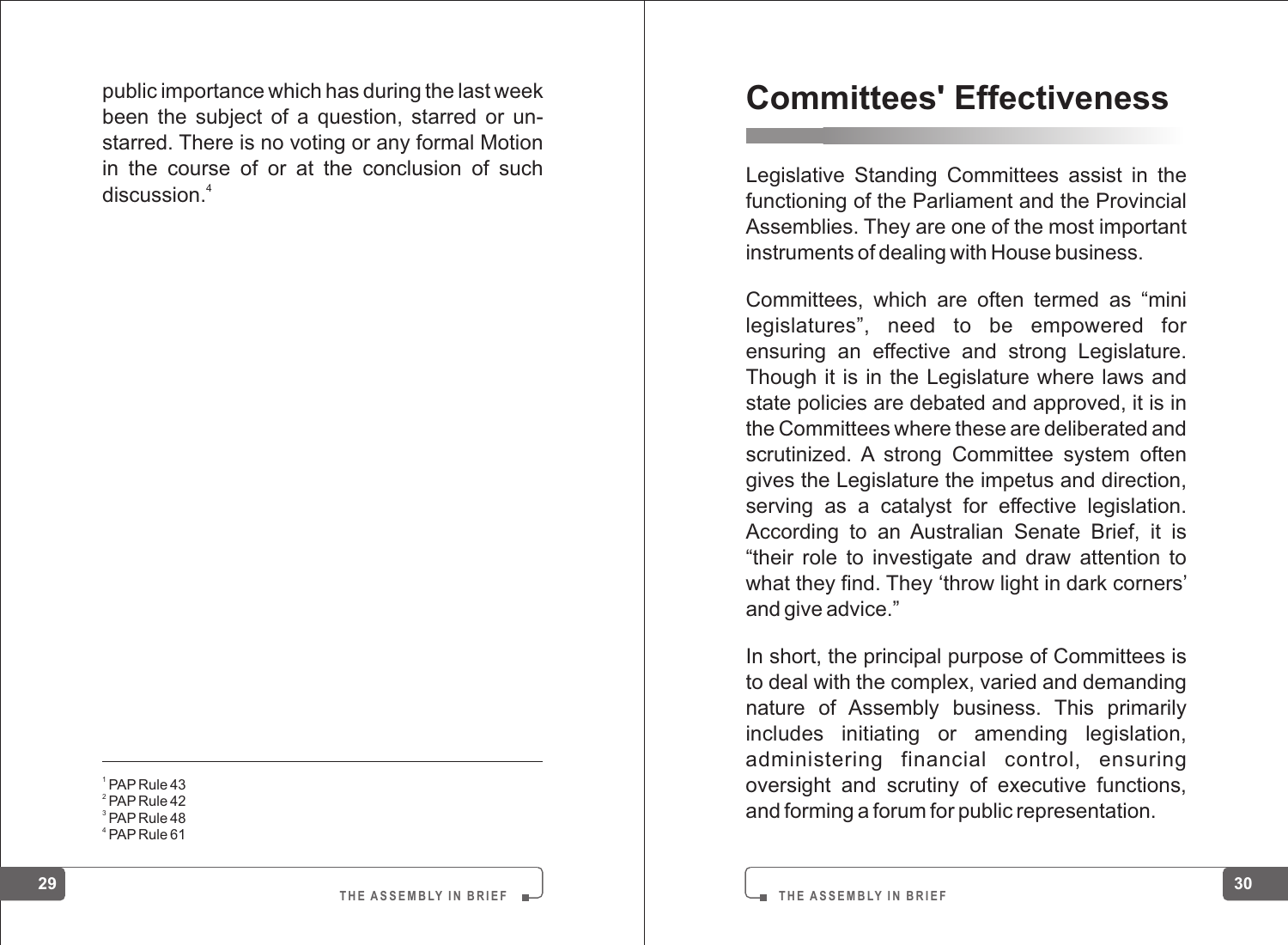public importance which has during the last week been the subject of a question, starred or un-starred. There is no voting or any formal Motion in the course of or at the conclusion of such discussion.[4]

---

[1] PAP Rule 43
[2] PAP Rule 42
[3] PAP Rule 48
[4] PAP Rule 61

# Committees' Effectiveness

Legislative Standing Committees assist in the functioning of the Parliament and the Provincial Assemblies. They are one of the most important instruments of dealing with House business.

Committees, which are often termed as "mini legislatures", need to be empowered for ensuring an effective and strong Legislature. Though it is in the Legislature where laws and state policies are debated and approved, it is in the Committees where these are deliberated and scrutinized. A strong Committee system often gives the Legislature the impetus and direction, serving as a catalyst for effective legislation. According to an Australian Senate Brief, it is "their role to investigate and draw attention to what they find. They 'throw light in dark corners' and give advice."

In short, the principal purpose of Committees is to deal with the complex, varied and demanding nature of Assembly business. This primarily includes initiating or amending legislation, administering financial control, ensuring oversight and scrutiny of executive functions, and forming a forum for public representation.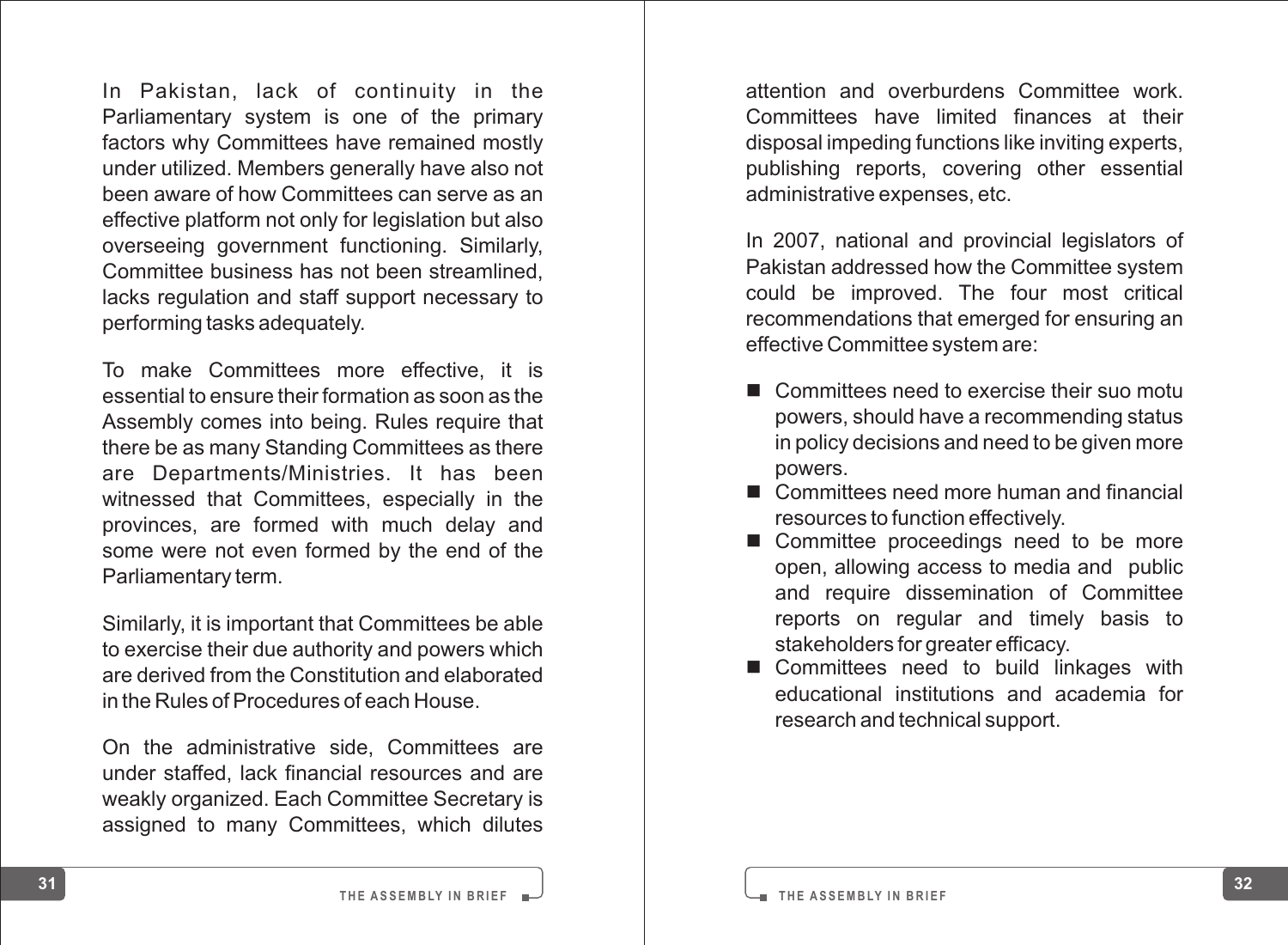In Pakistan, lack of continuity in the Parliamentary system is one of the primary factors why Committees have remained mostly under utilized. Members generally have also not been aware of how Committees can serve as an effective platform not only for legislation but also overseeing government functioning. Similarly, Committee business has not been streamlined, lacks regulation and staff support necessary to performing tasks adequately.

To make Committees more effective, it is essential to ensure their formation as soon as the Assembly comes into being. Rules require that there be as many Standing Committees as there are Departments/Ministries. It has been witnessed that Committees, especially in the provinces, are formed with much delay and some were not even formed by the end of the Parliamentary term.

Similarly, it is important that Committees be able to exercise their due authority and powers which are derived from the Constitution and elaborated in the Rules of Procedures of each House.

On the administrative side, Committees are under staffed, lack financial resources and are weakly organized. Each Committee Secretary is assigned to many Committees, which dilutes attention and overburdens Committee work. Committees have limited finances at their disposal impeding functions like inviting experts, publishing reports, covering other essential administrative expenses, etc.

In 2007, national and provincial legislators of Pakistan addressed how the Committee system could be improved. The four most critical recommendations that emerged for ensuring an effective Committee system are:

- Committees need to exercise their suo motu powers, should have a recommending status in policy decisions and need to be given more powers.
- Committees need more human and financial resources to function effectively.
- Committee proceedings need to be more open, allowing access to media and public and require dissemination of Committee reports on regular and timely basis to stakeholders for greater efficacy.
- Committees need to build linkages with educational institutions and academia for research and technical support.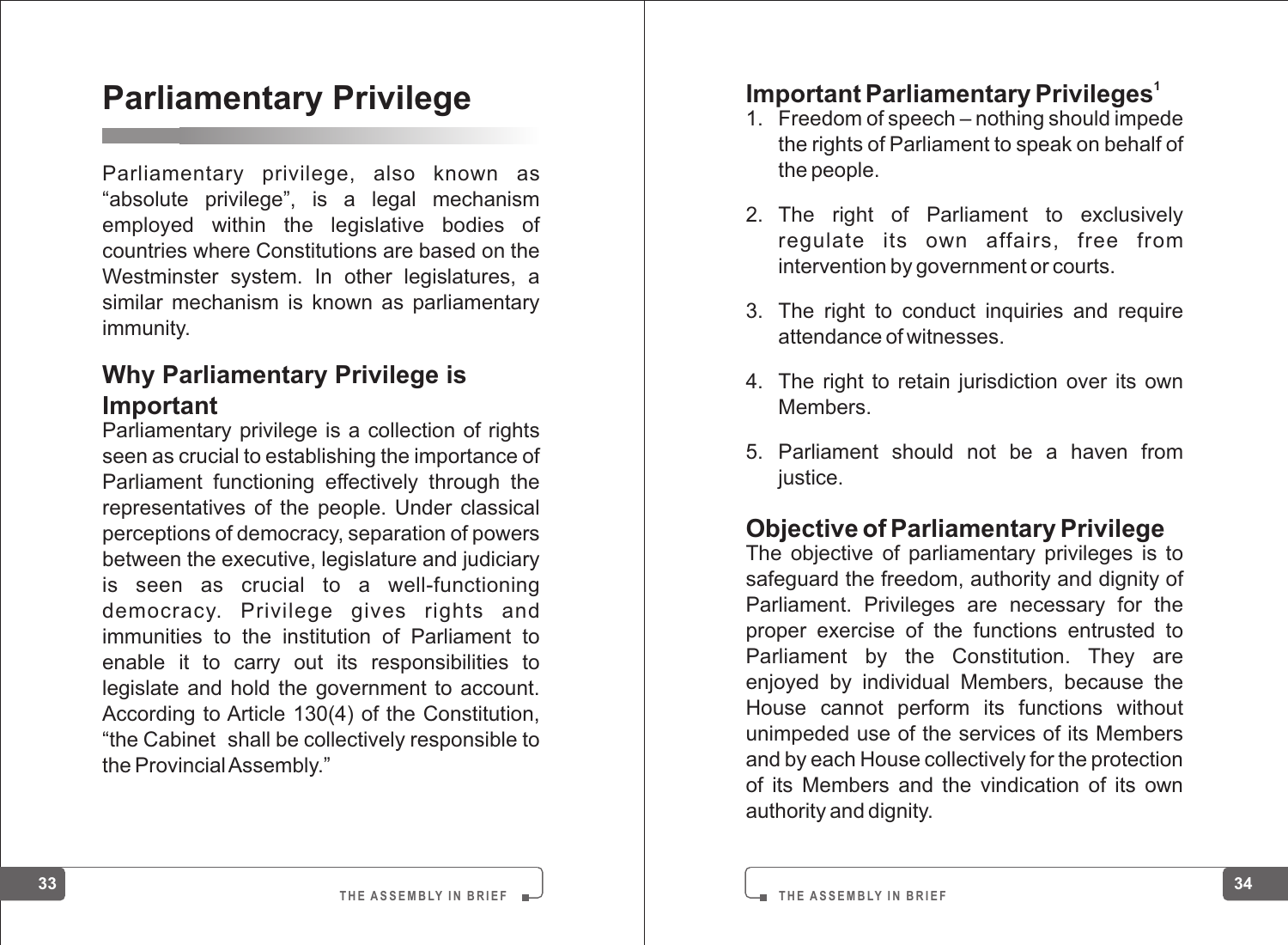# Parliamentary Privilege

Parliamentary privilege, also known as "absolute privilege", is a legal mechanism employed within the legislative bodies of countries where Constitutions are based on the Westminster system. In other legislatures, a similar mechanism is known as parliamentary immunity.

## Why Parliamentary Privilege is Important

Parliamentary privilege is a collection of rights seen as crucial to establishing the importance of Parliament functioning effectively through the representatives of the people. Under classical perceptions of democracy, separation of powers between the executive, legislature and judiciary is seen as crucial to a well-functioning democracy. Privilege gives rights and immunities to the institution of Parliament to enable it to carry out its responsibilities to legislate and hold the government to account. According to Article 130(4) of the Constitution, "the Cabinet shall be collectively responsible to the Provincial Assembly."

## Important Parliamentary Privileges[1]

1. Freedom of speech – nothing should impede the rights of Parliament to speak on behalf of the people.
2. The right of Parliament to exclusively regulate its own affairs, free from intervention by government or courts.
3. The right to conduct inquiries and require attendance of witnesses.
4. The right to retain jurisdiction over its own Members.
5. Parliament should not be a haven from justice.

## Objective of Parliamentary Privilege

The objective of parliamentary privileges is to safeguard the freedom, authority and dignity of Parliament. Privileges are necessary for the proper exercise of the functions entrusted to Parliament by the Constitution. They are enjoyed by individual Members, because the House cannot perform its functions without unimpeded use of the services of its Members and by each House collectively for the protection of its Members and the vindication of its own authority and dignity.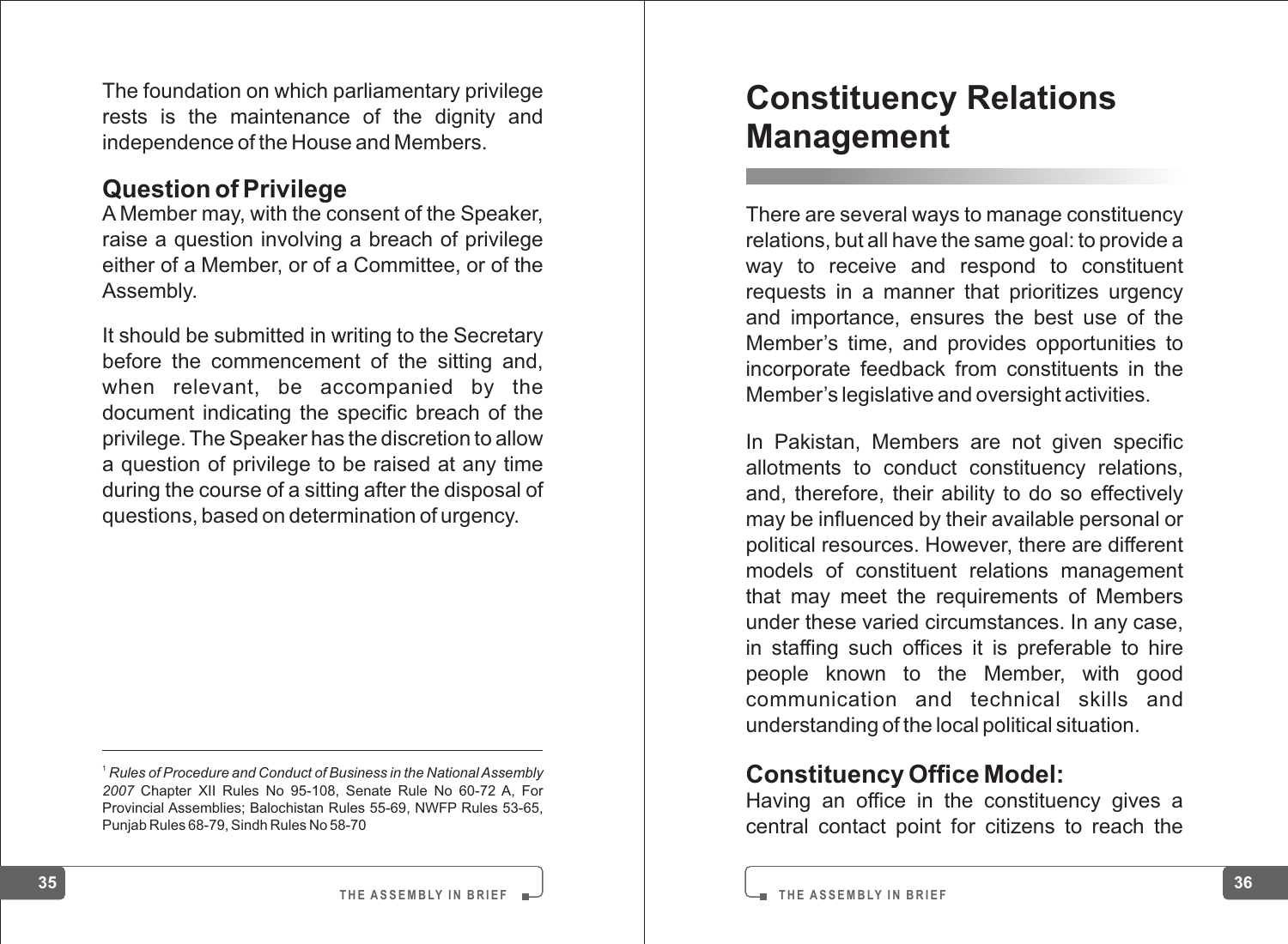The foundation on which parliamentary privilege rests is the maintenance of the dignity and independence of the House and Members.

### Question of Privilege

A Member may, with the consent of the Speaker, raise a question involving a breach of privilege either of a Member, or of a Committee, or of the Assembly.

It should be submitted in writing to the Secretary before the commencement of the sitting and, when relevant, be accompanied by the document indicating the specific breach of the privilege. The Speaker has the discretion to allow a question of privilege to be raised at any time during the course of a sitting after the disposal of questions, based on determination of urgency.

[1] *Rules of Procedure and Conduct of Business in the National Assembly 2007* Chapter XII Rules No 95-108, Senate Rule No 60-72 A, For Provincial Assemblies; Balochistan Rules 55-69, NWFP Rules 53-65, Punjab Rules 68-79, Sindh Rules No 58-70

## Constituency Relations Management

There are several ways to manage constituency relations, but all have the same goal: to provide a way to receive and respond to constituent requests in a manner that prioritizes urgency and importance, ensures the best use of the Member's time, and provides opportunities to incorporate feedback from constituents in the Member's legislative and oversight activities.

In Pakistan, Members are not given specific allotments to conduct constituency relations, and, therefore, their ability to do so effectively may be influenced by their available personal or political resources. However, there are different models of constituent relations management that may meet the requirements of Members under these varied circumstances. In any case, in staffing such offices it is preferable to hire people known to the Member, with good communication and technical skills and understanding of the local political situation.

### Constituency Office Model:

Having an office in the constituency gives a central contact point for citizens to reach the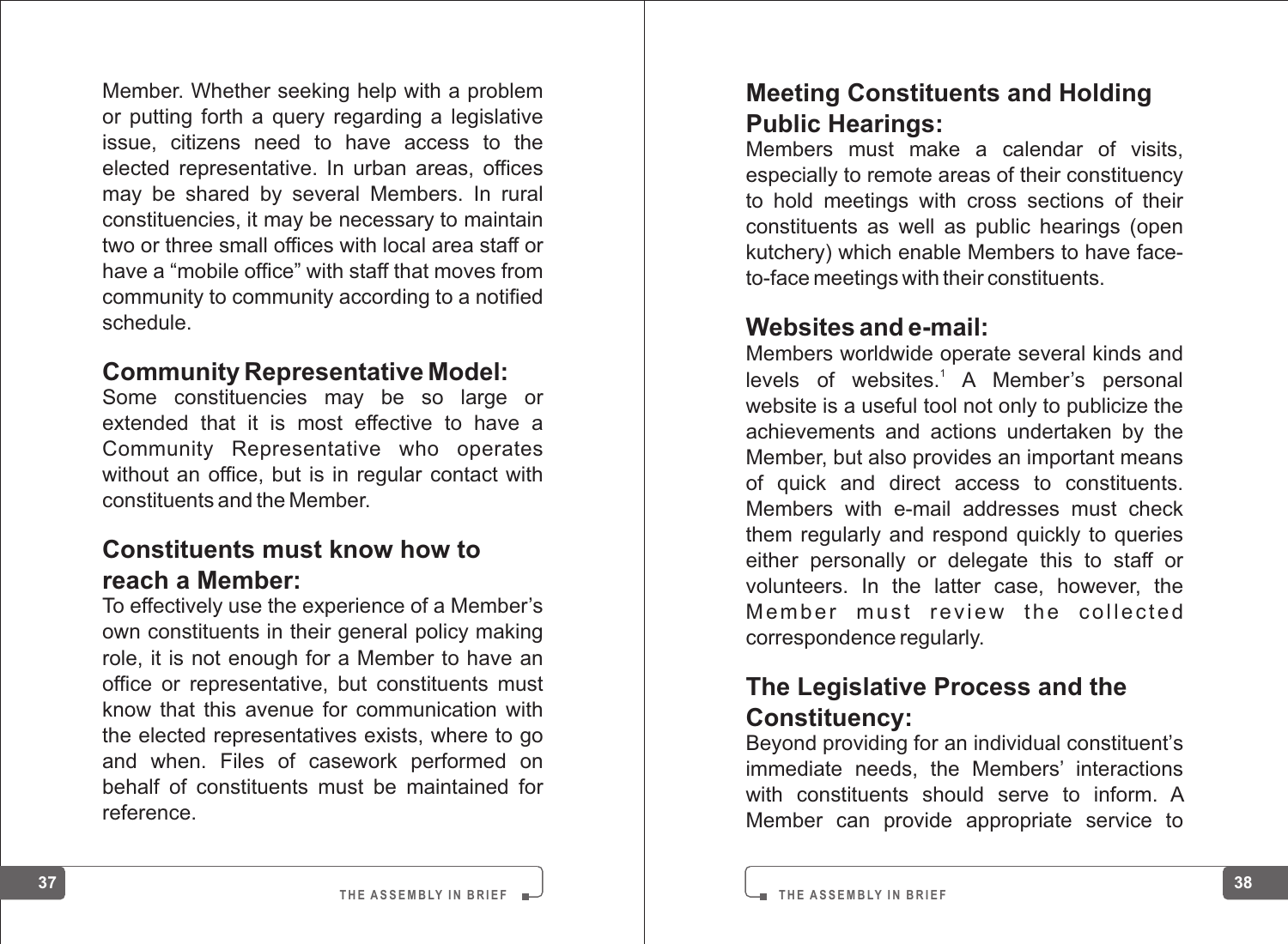Member. Whether seeking help with a problem or putting forth a query regarding a legislative issue, citizens need to have access to the elected representative. In urban areas, offices may be shared by several Members. In rural constituencies, it may be necessary to maintain two or three small offices with local area staff or have a "mobile office" with staff that moves from community to community according to a notified schedule.

## Community Representative Model:

Some constituencies may be so large or extended that it is most effective to have a Community Representative who operates without an office, but is in regular contact with constituents and the Member.

## Constituents must know how to reach a Member:

To effectively use the experience of a Member's own constituents in their general policy making role, it is not enough for a Member to have an office or representative, but constituents must know that this avenue for communication with the elected representatives exists, where to go and when. Files of casework performed on behalf of constituents must be maintained for reference.

## Meeting Constituents and Holding Public Hearings:

Members must make a calendar of visits, especially to remote areas of their constituency to hold meetings with cross sections of their constituents as well as public hearings (open kutchery) which enable Members to have face-to-face meetings with their constituents.

## Websites and e-mail:

Members worldwide operate several kinds and levels of websites.[1] A Member's personal website is a useful tool not only to publicize the achievements and actions undertaken by the Member, but also provides an important means of quick and direct access to constituents. Members with e-mail addresses must check them regularly and respond quickly to queries either personally or delegate this to staff or volunteers. In the latter case, however, the Member must review the collected correspondence regularly.

## The Legislative Process and the Constituency:

Beyond providing for an individual constituent's immediate needs, the Members' interactions with constituents should serve to inform. A Member can provide appropriate service to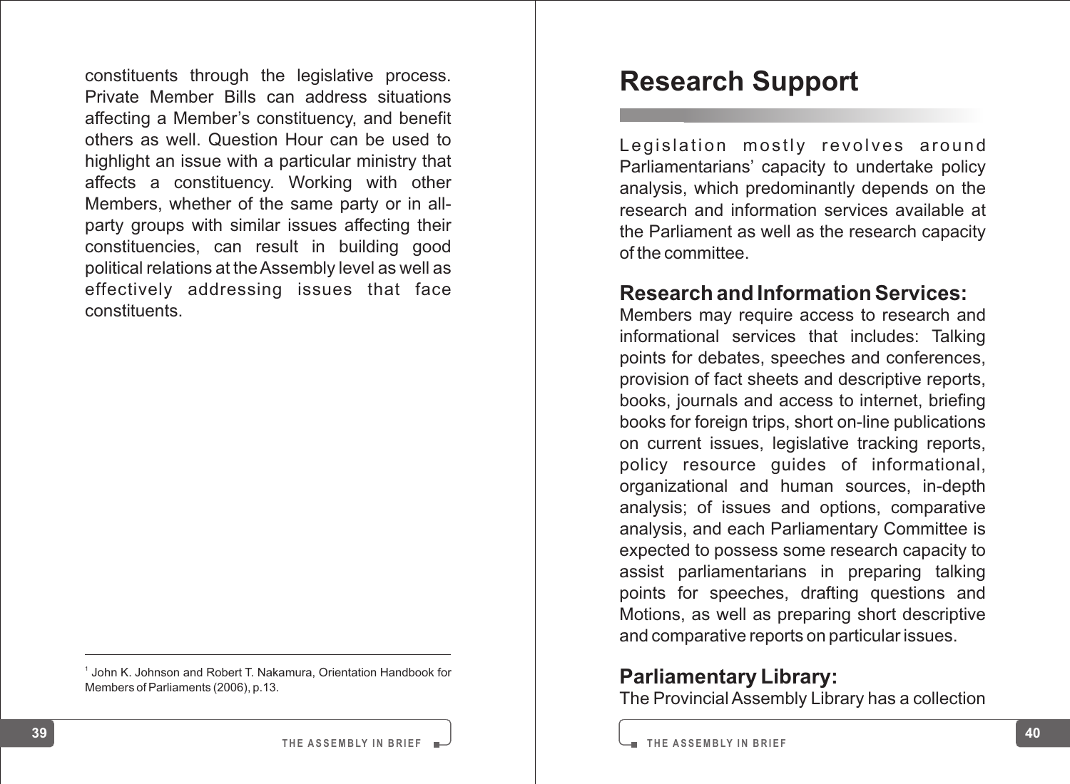constituents through the legislative process. Private Member Bills can address situations affecting a Member's constituency, and benefit others as well. Question Hour can be used to highlight an issue with a particular ministry that affects a constituency. Working with other Members, whether of the same party or in all-party groups with similar issues affecting their constituencies, can result in building good political relations at the Assembly level as well as effectively addressing issues that face constituents.

[1] John K. Johnson and Robert T. Nakamura, Orientation Handbook for Members of Parliaments (2006), p.13.

# Research Support

Legislation mostly revolves around Parliamentarians' capacity to undertake policy analysis, which predominantly depends on the research and information services available at the Parliament as well as the research capacity of the committee.

## Research and Information Services:

Members may require access to research and informational services that includes: Talking points for debates, speeches and conferences, provision of fact sheets and descriptive reports, books, journals and access to internet, briefing books for foreign trips, short on-line publications on current issues, legislative tracking reports, policy resource guides of informational, organizational and human sources, in-depth analysis; of issues and options, comparative analysis, and each Parliamentary Committee is expected to possess some research capacity to assist parliamentarians in preparing talking points for speeches, drafting questions and Motions, as well as preparing short descriptive and comparative reports on particular issues.

## Parliamentary Library:

The Provincial Assembly Library has a collection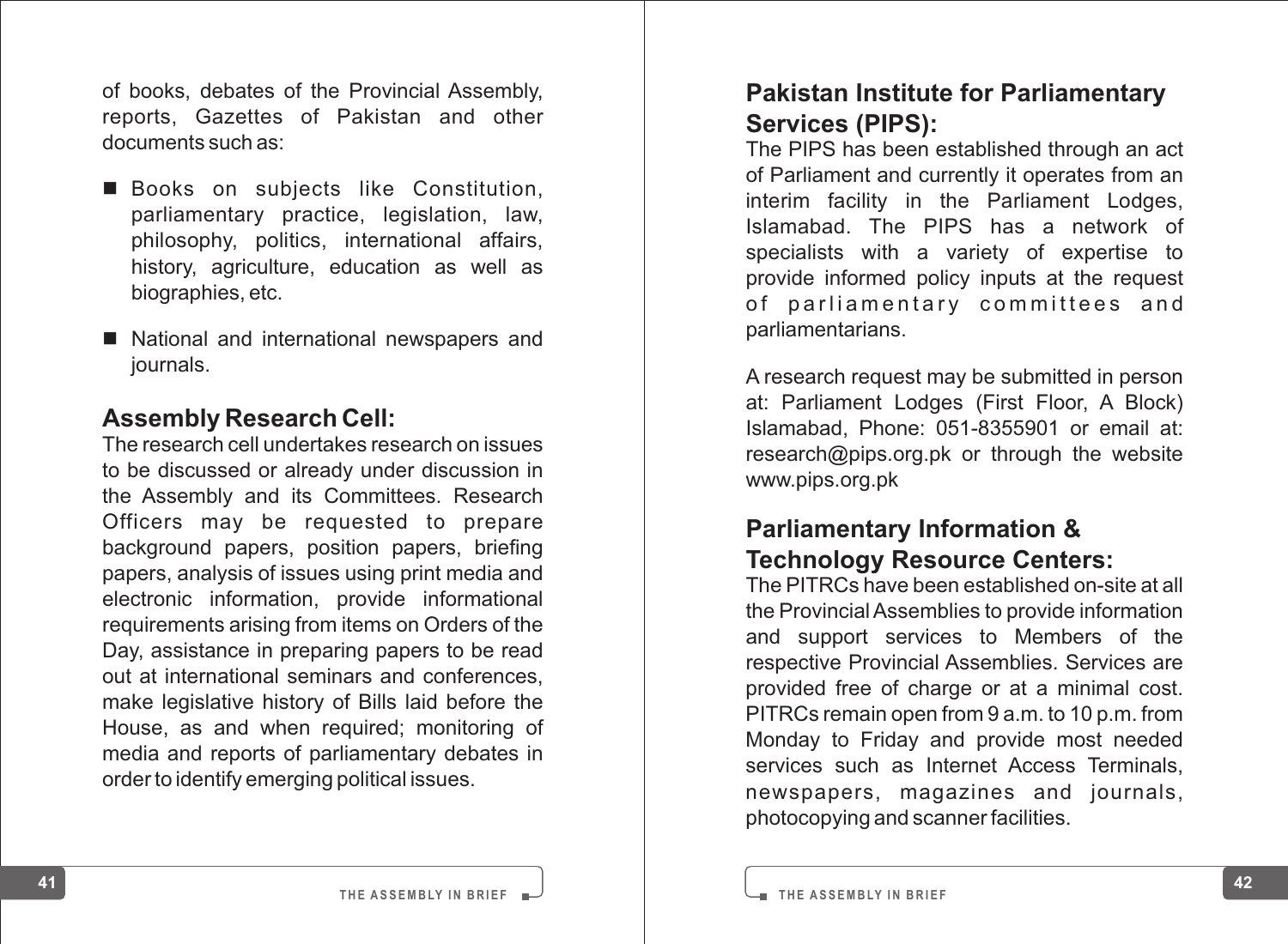of books, debates of the Provincial Assembly, reports, Gazettes of Pakistan and other documents such as:

- Books on subjects like Constitution, parliamentary practice, legislation, law, philosophy, politics, international affairs, history, agriculture, education as well as biographies, etc.
- National and international newspapers and journals.

## Assembly Research Cell:

The research cell undertakes research on issues to be discussed or already under discussion in the Assembly and its Committees. Research Officers may be requested to prepare background papers, position papers, briefing papers, analysis of issues using print media and electronic information, provide informational requirements arising from items on Orders of the Day, assistance in preparing papers to be read out at international seminars and conferences, make legislative history of Bills laid before the House, as and when required; monitoring of media and reports of parliamentary debates in order to identify emerging political issues.

## Pakistan Institute for Parliamentary Services (PIPS):

The PIPS has been established through an act of Parliament and currently it operates from an interim facility in the Parliament Lodges, Islamabad. The PIPS has a network of specialists with a variety of expertise to provide informed policy inputs at the request of parliamentary committees and parliamentarians.

A research request may be submitted in person at: Parliament Lodges (First Floor, A Block) Islamabad, Phone: 051-8355901 or email at: research@pips.org.pk or through the website www.pips.org.pk

## Parliamentary Information & Technology Resource Centers:

The PITRCs have been established on-site at all the Provincial Assemblies to provide information and support services to Members of the respective Provincial Assemblies. Services are provided free of charge or at a minimal cost. PITRCs remain open from 9 a.m. to 10 p.m. from Monday to Friday and provide most needed services such as Internet Access Terminals, newspapers, magazines and journals, photocopying and scanner facilities.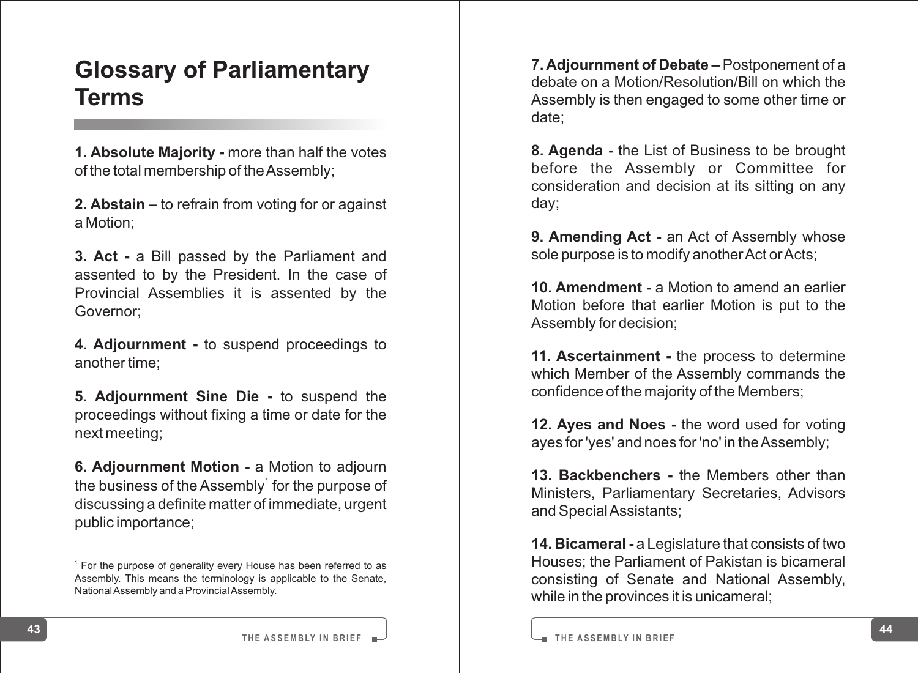# Glossary of Parliamentary Terms

**1. Absolute Majority -** more than half the votes of the total membership of the Assembly;

**2. Abstain –** to refrain from voting for or against a Motion;

**3. Act -** a Bill passed by the Parliament and assented to by the President. In the case of Provincial Assemblies it is assented by the Governor;

**4. Adjournment -** to suspend proceedings to another time;

**5. Adjournment Sine Die -** to suspend the proceedings without fixing a time or date for the next meeting;

**6. Adjournment Motion -** a Motion to adjourn the business of the Assembly[1] for the purpose of discussing a definite matter of immediate, urgent public importance;

[1] For the purpose of generality every House has been referred to as Assembly. This means the terminology is applicable to the Senate, National Assembly and a Provincial Assembly.

**7. Adjournment of Debate –** Postponement of a debate on a Motion/Resolution/Bill on which the Assembly is then engaged to some other time or date;

**8. Agenda -** the List of Business to be brought before the Assembly or Committee for consideration and decision at its sitting on any day;

**9. Amending Act -** an Act of Assembly whose sole purpose is to modify another Act or Acts;

**10. Amendment -** a Motion to amend an earlier Motion before that earlier Motion is put to the Assembly for decision;

**11. Ascertainment -** the process to determine which Member of the Assembly commands the confidence of the majority of the Members;

**12. Ayes and Noes -** the word used for voting ayes for 'yes' and noes for 'no' in the Assembly;

**13. Backbenchers -** the Members other than Ministers, Parliamentary Secretaries, Advisors and Special Assistants;

**14. Bicameral -** a Legislature that consists of two Houses; the Parliament of Pakistan is bicameral consisting of Senate and National Assembly, while in the provinces it is unicameral;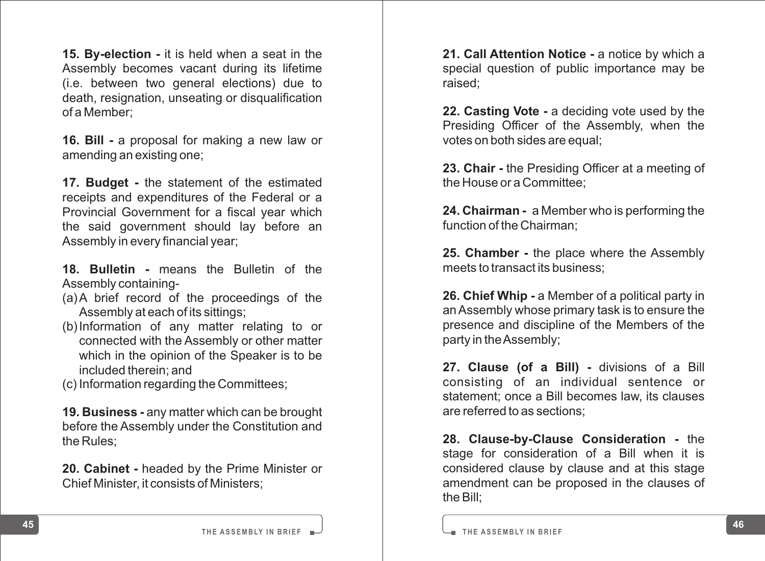**15. By-election -** it is held when a seat in the Assembly becomes vacant during its lifetime (i.e. between two general elections) due to death, resignation, unseating or disqualification of a Member;

**16. Bill -** a proposal for making a new law or amending an existing one;

**17. Budget -** the statement of the estimated receipts and expenditures of the Federal or a Provincial Government for a fiscal year which the said government should lay before an Assembly in every financial year;

**18. Bulletin -** means the Bulletin of the Assembly containing-

(a) A brief record of the proceedings of the Assembly at each of its sittings;

(b) Information of any matter relating to or connected with the Assembly or other matter which in the opinion of the Speaker is to be included therein; and

(c) Information regarding the Committees;

**19. Business -** any matter which can be brought before the Assembly under the Constitution and the Rules;

**20. Cabinet -** headed by the Prime Minister or Chief Minister, it consists of Ministers;

**21. Call Attention Notice -** a notice by which a special question of public importance may be raised;

**22. Casting Vote -** a deciding vote used by the Presiding Officer of the Assembly, when the votes on both sides are equal;

**23. Chair -** the Presiding Officer at a meeting of the House or a Committee;

**24. Chairman -** a Member who is performing the function of the Chairman;

**25. Chamber -** the place where the Assembly meets to transact its business;

**26. Chief Whip -** a Member of a political party in an Assembly whose primary task is to ensure the presence and discipline of the Members of the party in the Assembly;

**27. Clause (of a Bill) -** divisions of a Bill consisting of an individual sentence or statement; once a Bill becomes law, its clauses are referred to as sections;

**28. Clause-by-Clause Consideration -** the stage for consideration of a Bill when it is considered clause by clause and at this stage amendment can be proposed in the clauses of the Bill;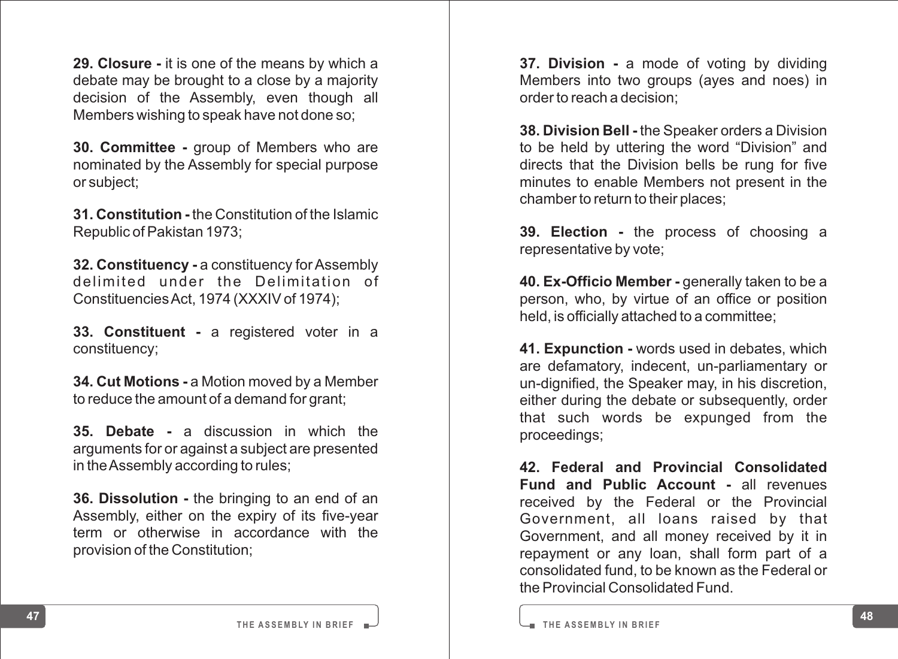**29. Closure -** it is one of the means by which a debate may be brought to a close by a majority decision of the Assembly, even though all Members wishing to speak have not done so;

**30. Committee -** group of Members who are nominated by the Assembly for special purpose or subject;

**31. Constitution -** the Constitution of the Islamic Republic of Pakistan 1973;

**32. Constituency -** a constituency for Assembly delimited under the Delimitation of Constituencies Act, 1974 (XXXIV of 1974);

**33. Constituent -** a registered voter in a constituency;

**34. Cut Motions -** a Motion moved by a Member to reduce the amount of a demand for grant;

**35. Debate -** a discussion in which the arguments for or against a subject are presented in the Assembly according to rules;

**36. Dissolution -** the bringing to an end of an Assembly, either on the expiry of its five-year term or otherwise in accordance with the provision of the Constitution;

**37. Division -** a mode of voting by dividing Members into two groups (ayes and noes) in order to reach a decision;

**38. Division Bell -** the Speaker orders a Division to be held by uttering the word "Division" and directs that the Division bells be rung for five minutes to enable Members not present in the chamber to return to their places;

**39. Election -** the process of choosing a representative by vote;

**40. Ex-Officio Member -** generally taken to be a person, who, by virtue of an office or position held, is officially attached to a committee;

**41. Expunction -** words used in debates, which are defamatory, indecent, un-parliamentary or un-dignified, the Speaker may, in his discretion, either during the debate or subsequently, order that such words be expunged from the proceedings;

**42. Federal and Provincial Consolidated Fund and Public Account -** all revenues received by the Federal or the Provincial Government, all loans raised by that Government, and all money received by it in repayment or any loan, shall form part of a consolidated fund, to be known as the Federal or the Provincial Consolidated Fund.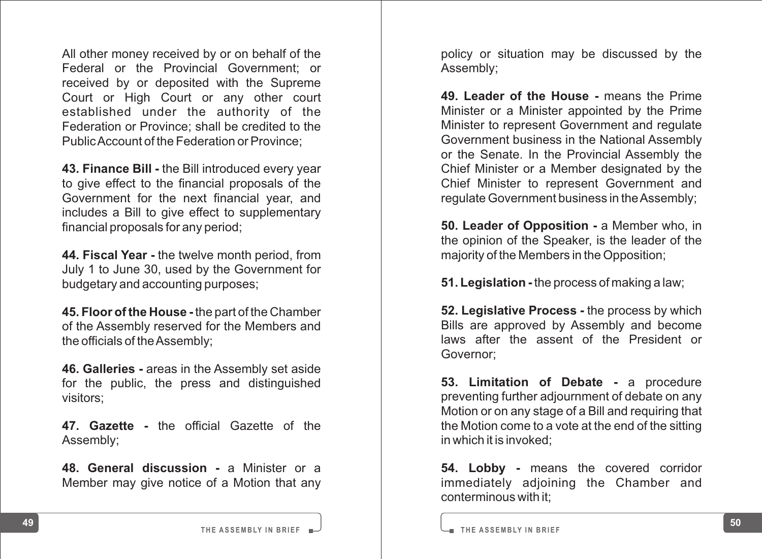All other money received by or on behalf of the Federal or the Provincial Government; or received by or deposited with the Supreme Court or High Court or any other court established under the authority of the Federation or Province; shall be credited to the Public Account of the Federation or Province;

**43. Finance Bill -** the Bill introduced every year to give effect to the financial proposals of the Government for the next financial year, and includes a Bill to give effect to supplementary financial proposals for any period;

**44. Fiscal Year -** the twelve month period, from July 1 to June 30, used by the Government for budgetary and accounting purposes;

**45. Floor of the House -** the part of the Chamber of the Assembly reserved for the Members and the officials of the Assembly;

**46. Galleries -** areas in the Assembly set aside for the public, the press and distinguished visitors;

**47. Gazette -** the official Gazette of the Assembly;

**48. General discussion -** a Minister or a Member may give notice of a Motion that any policy or situation may be discussed by the Assembly;

**49. Leader of the House -** means the Prime Minister or a Minister appointed by the Prime Minister to represent Government and regulate Government business in the National Assembly or the Senate. In the Provincial Assembly the Chief Minister or a Member designated by the Chief Minister to represent Government and regulate Government business in the Assembly;

**50. Leader of Opposition -** a Member who, in the opinion of the Speaker, is the leader of the majority of the Members in the Opposition;

**51. Legislation -** the process of making a law;

**52. Legislative Process -** the process by which Bills are approved by Assembly and become laws after the assent of the President or Governor;

**53. Limitation of Debate -** a procedure preventing further adjournment of debate on any Motion or on any stage of a Bill and requiring that the Motion come to a vote at the end of the sitting in which it is invoked;

**54. Lobby -** means the covered corridor immediately adjoining the Chamber and conterminous with it;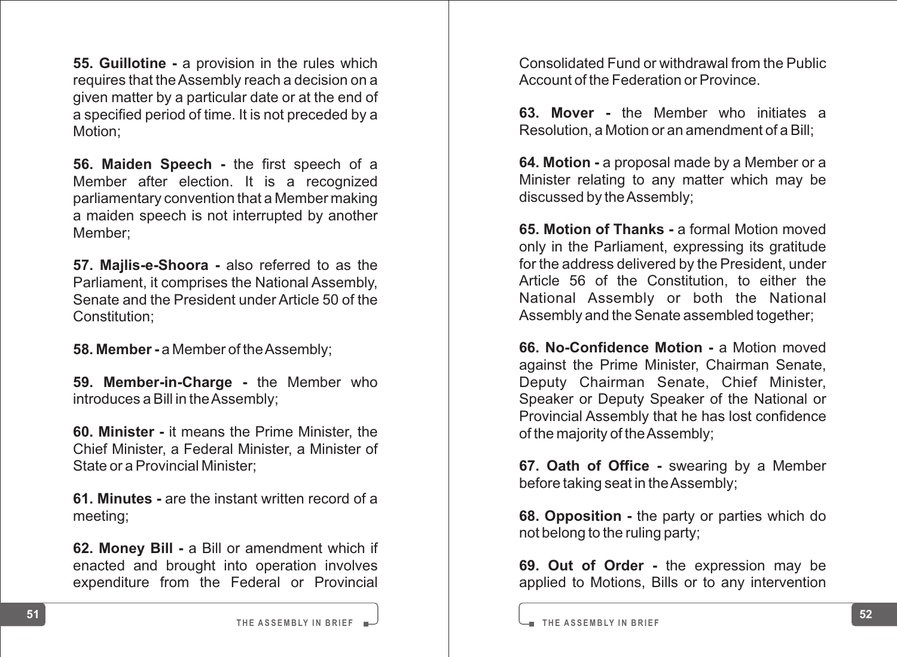**55. Guillotine -** a provision in the rules which requires that the Assembly reach a decision on a given matter by a particular date or at the end of a specified period of time. It is not preceded by a Motion;

**56. Maiden Speech -** the first speech of a Member after election. It is a recognized parliamentary convention that a Member making a maiden speech is not interrupted by another Member;

**57. Majlis-e-Shoora -** also referred to as the Parliament, it comprises the National Assembly, Senate and the President under Article 50 of the Constitution;

**58. Member -** a Member of the Assembly;

**59. Member-in-Charge -** the Member who introduces a Bill in the Assembly;

**60. Minister -** it means the Prime Minister, the Chief Minister, a Federal Minister, a Minister of State or a Provincial Minister;

**61. Minutes -** are the instant written record of a meeting;

**62. Money Bill -** a Bill or amendment which if enacted and brought into operation involves expenditure from the Federal or Provincial Consolidated Fund or withdrawal from the Public Account of the Federation or Province.

**63. Mover -** the Member who initiates a Resolution, a Motion or an amendment of a Bill;

**64. Motion -** a proposal made by a Member or a Minister relating to any matter which may be discussed by the Assembly;

**65. Motion of Thanks -** a formal Motion moved only in the Parliament, expressing its gratitude for the address delivered by the President, under Article 56 of the Constitution, to either the National Assembly or both the National Assembly and the Senate assembled together;

**66. No-Confidence Motion -** a Motion moved against the Prime Minister, Chairman Senate, Deputy Chairman Senate, Chief Minister, Speaker or Deputy Speaker of the National or Provincial Assembly that he has lost confidence of the majority of the Assembly;

**67. Oath of Office -** swearing by a Member before taking seat in the Assembly;

**68. Opposition -** the party or parties which do not belong to the ruling party;

**69. Out of Order -** the expression may be applied to Motions, Bills or to any intervention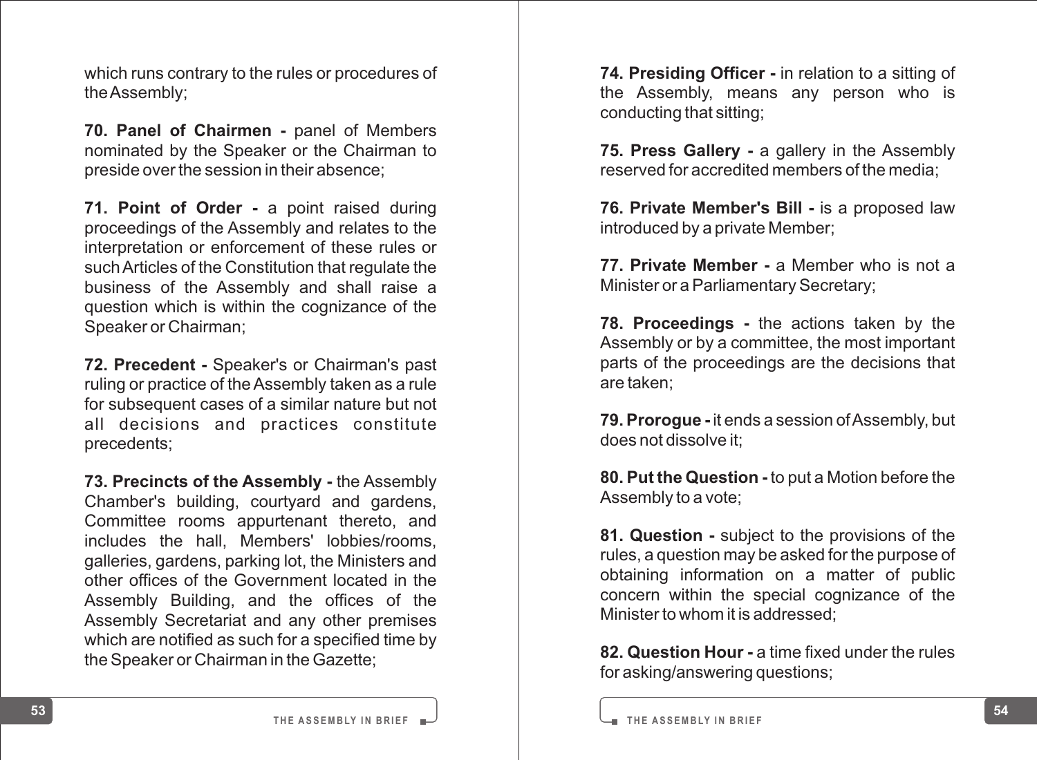which runs contrary to the rules or procedures of the Assembly;

**70. Panel of Chairmen -** panel of Members nominated by the Speaker or the Chairman to preside over the session in their absence;

**71. Point of Order -** a point raised during proceedings of the Assembly and relates to the interpretation or enforcement of these rules or such Articles of the Constitution that regulate the business of the Assembly and shall raise a question which is within the cognizance of the Speaker or Chairman;

**72. Precedent -** Speaker's or Chairman's past ruling or practice of the Assembly taken as a rule for subsequent cases of a similar nature but not all decisions and practices constitute precedents;

**73. Precincts of the Assembly -** the Assembly Chamber's building, courtyard and gardens, Committee rooms appurtenant thereto, and includes the hall, Members' lobbies/rooms, galleries, gardens, parking lot, the Ministers and other offices of the Government located in the Assembly Building, and the offices of the Assembly Secretariat and any other premises which are notified as such for a specified time by the Speaker or Chairman in the Gazette;

**74. Presiding Officer -** in relation to a sitting of the Assembly, means any person who is conducting that sitting;

**75. Press Gallery -** a gallery in the Assembly reserved for accredited members of the media;

**76. Private Member's Bill -** is a proposed law introduced by a private Member;

**77. Private Member -** a Member who is not a Minister or a Parliamentary Secretary;

**78. Proceedings -** the actions taken by the Assembly or by a committee, the most important parts of the proceedings are the decisions that are taken;

**79. Prorogue -** it ends a session of Assembly, but does not dissolve it;

**80. Put the Question -** to put a Motion before the Assembly to a vote;

**81. Question -** subject to the provisions of the rules, a question may be asked for the purpose of obtaining information on a matter of public concern within the special cognizance of the Minister to whom it is addressed;

**82. Question Hour -** a time fixed under the rules for asking/answering questions;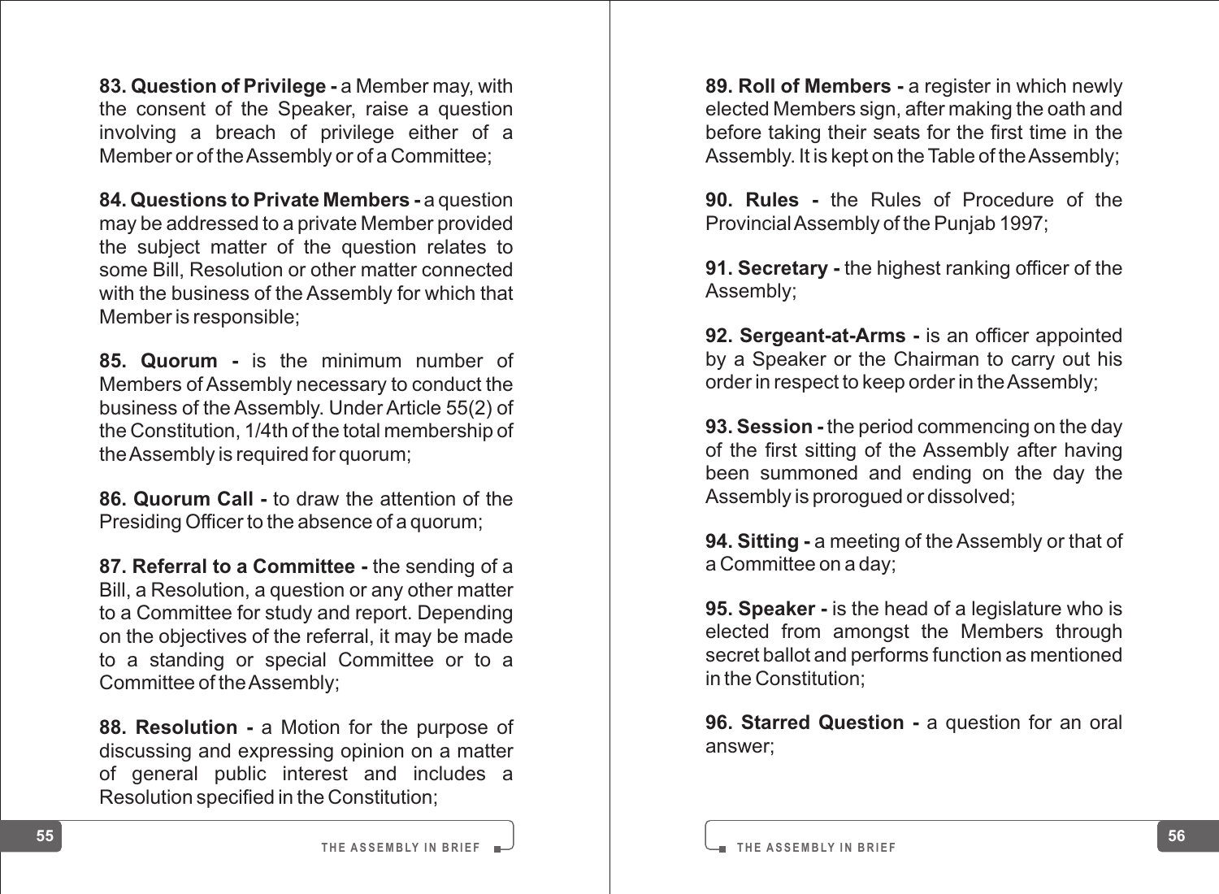**83. Question of Privilege -** a Member may, with the consent of the Speaker, raise a question involving a breach of privilege either of a Member or of the Assembly or of a Committee;

**84. Questions to Private Members -** a question may be addressed to a private Member provided the subject matter of the question relates to some Bill, Resolution or other matter connected with the business of the Assembly for which that Member is responsible;

**85. Quorum -** is the minimum number of Members of Assembly necessary to conduct the business of the Assembly. Under Article 55(2) of the Constitution, 1/4th of the total membership of the Assembly is required for quorum;

**86. Quorum Call -** to draw the attention of the Presiding Officer to the absence of a quorum;

**87. Referral to a Committee -** the sending of a Bill, a Resolution, a question or any other matter to a Committee for study and report. Depending on the objectives of the referral, it may be made to a standing or special Committee or to a Committee of the Assembly;

**88. Resolution -** a Motion for the purpose of discussing and expressing opinion on a matter of general public interest and includes a Resolution specified in the Constitution;

**89. Roll of Members -** a register in which newly elected Members sign, after making the oath and before taking their seats for the first time in the Assembly. It is kept on the Table of the Assembly;

**90. Rules -** the Rules of Procedure of the Provincial Assembly of the Punjab 1997;

**91. Secretary -** the highest ranking officer of the Assembly;

**92. Sergeant-at-Arms -** is an officer appointed by a Speaker or the Chairman to carry out his order in respect to keep order in the Assembly;

**93. Session -** the period commencing on the day of the first sitting of the Assembly after having been summoned and ending on the day the Assembly is prorogued or dissolved;

**94. Sitting -** a meeting of the Assembly or that of a Committee on a day;

**95. Speaker -** is the head of a legislature who is elected from amongst the Members through secret ballot and performs function as mentioned in the Constitution;

**96. Starred Question -** a question for an oral answer;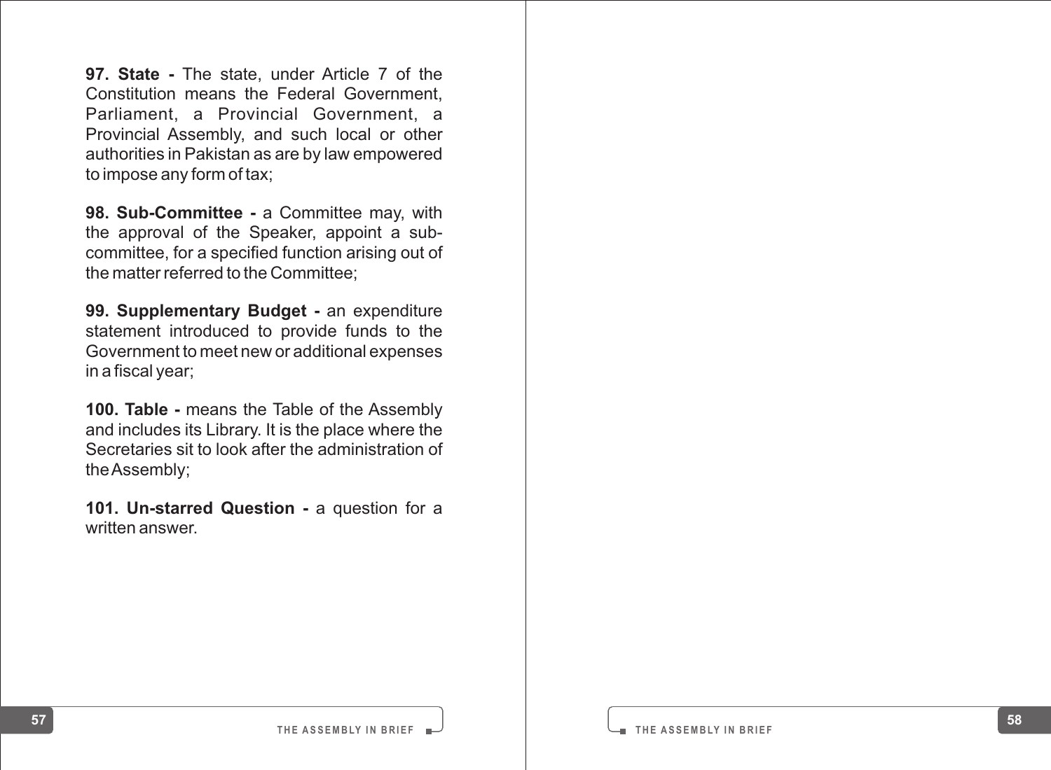**97. State -** The state, under Article 7 of the Constitution means the Federal Government, Parliament, a Provincial Government, a Provincial Assembly, and such local or other authorities in Pakistan as are by law empowered to impose any form of tax;

**98. Sub-Committee -** a Committee may, with the approval of the Speaker, appoint a sub-committee, for a specified function arising out of the matter referred to the Committee;

**99. Supplementary Budget -** an expenditure statement introduced to provide funds to the Government to meet new or additional expenses in a fiscal year;

**100. Table -** means the Table of the Assembly and includes its Library. It is the place where the Secretaries sit to look after the administration of the Assembly;

**101. Un-starred Question -** a question for a written answer.